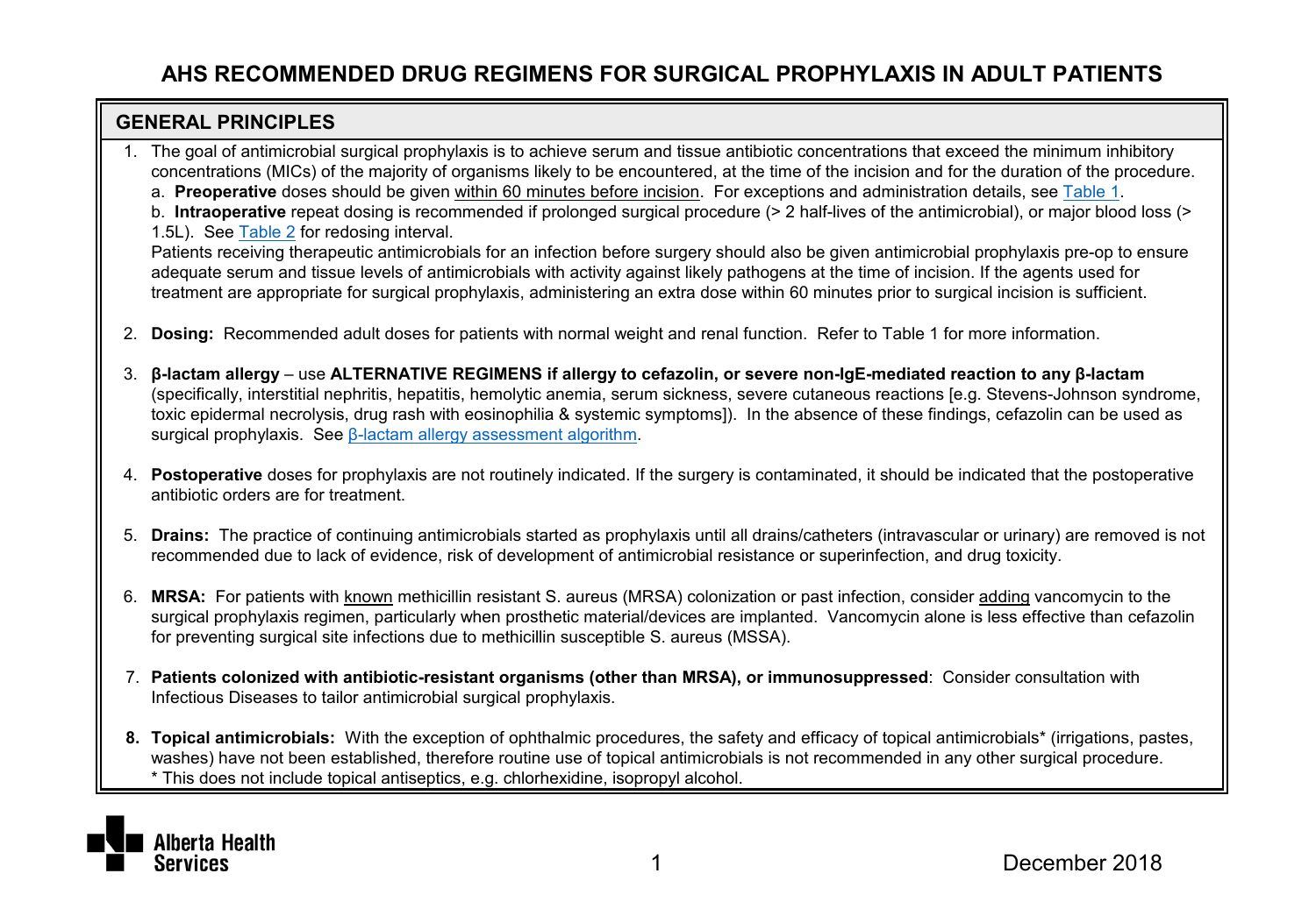# AHS RECOMMENDED DRUG REGIMENS FOR SURGICAL PROPHYLAXIS IN ADULT PATIENTS

## GENERAL PRINCIPLES

1. The goal of antimicrobial surgical prophylaxis is to achieve serum and tissue antibiotic concentrations that exceed the minimum inhibitory concentrations (MICs) of the majority of organisms likely to be encountered, at the time of the incision and for the duration of the procedure.
   a. **Preoperative** doses should be given within 60 minutes before incision. For exceptions and administration details, see Table 1.
   b. **Intraoperative** repeat dosing is recommended if prolonged surgical procedure (> 2 half-lives of the antimicrobial), or major blood loss (> 1.5L). See Table 2 for redosing interval.
   Patients receiving therapeutic antimicrobials for an infection before surgery should also be given antimicrobial prophylaxis pre-op to ensure adequate serum and tissue levels of antimicrobials with activity against likely pathogens at the time of incision. If the agents used for treatment are appropriate for surgical prophylaxis, administering an extra dose within 60 minutes prior to surgical incision is sufficient.

2. **Dosing:** Recommended adult doses for patients with normal weight and renal function. Refer to Table 1 for more information.

3. **β-lactam allergy** – use **ALTERNATIVE REGIMENS if allergy to cefazolin, or severe non-IgE-mediated reaction to any β-lactam** (specifically, interstitial nephritis, hepatitis, hemolytic anemia, serum sickness, severe cutaneous reactions [e.g. Stevens-Johnson syndrome, toxic epidermal necrolysis, drug rash with eosinophilia & systemic symptoms]). In the absence of these findings, cefazolin can be used as surgical prophylaxis. See β-lactam allergy assessment algorithm.

4. **Postoperative** doses for prophylaxis are not routinely indicated. If the surgery is contaminated, it should be indicated that the postoperative antibiotic orders are for treatment.

5. **Drains:** The practice of continuing antimicrobials started as prophylaxis until all drains/catheters (intravascular or urinary) are removed is not recommended due to lack of evidence, risk of development of antimicrobial resistance or superinfection, and drug toxicity.

6. **MRSA:** For patients with known methicillin resistant S. aureus (MRSA) colonization or past infection, consider adding vancomycin to the surgical prophylaxis regimen, particularly when prosthetic material/devices are implanted. Vancomycin alone is less effective than cefazolin for preventing surgical site infections due to methicillin susceptible S. aureus (MSSA).

7. **Patients colonized with antibiotic-resistant organisms (other than MRSA), or immunosuppressed**: Consider consultation with Infectious Diseases to tailor antimicrobial surgical prophylaxis.

8. **Topical antimicrobials:** With the exception of ophthalmic procedures, the safety and efficacy of topical antimicrobials* (irrigations, pastes, washes) have not been established, therefore routine use of topical antimicrobials is not recommended in any other surgical procedure.
   * This does not include topical antiseptics, e.g. chlorhexidine, isopropyl alcohol.

December 2018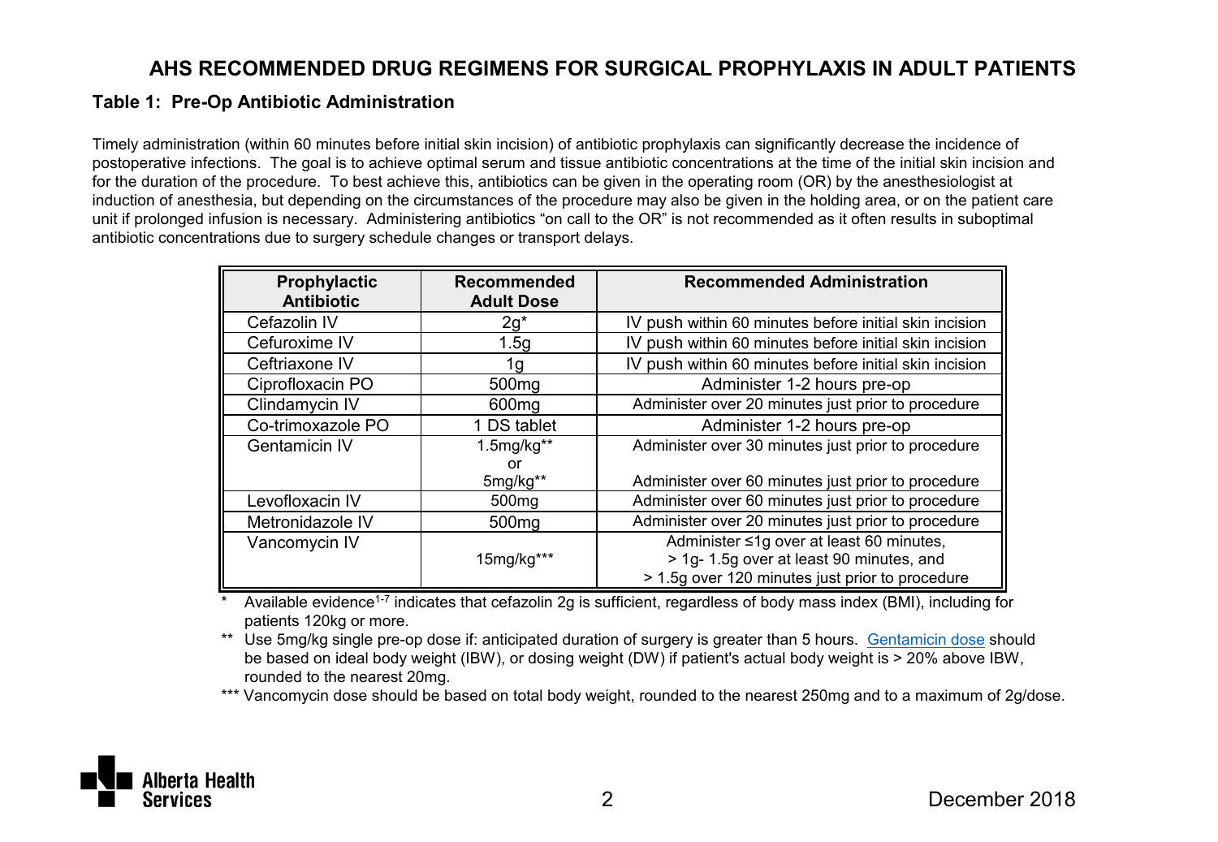# AHS RECOMMENDED DRUG REGIMENS FOR SURGICAL PROPHYLAXIS IN ADULT PATIENTS

## Table 1: Pre-Op Antibiotic Administration

Timely administration (within 60 minutes before initial skin incision) of antibiotic prophylaxis can significantly decrease the incidence of postoperative infections. The goal is to achieve optimal serum and tissue antibiotic concentrations at the time of the initial skin incision and for the duration of the procedure. To best achieve this, antibiotics can be given in the operating room (OR) by the anesthesiologist at induction of anesthesia, but depending on the circumstances of the procedure may also be given in the holding area, or on the patient care unit if prolonged infusion is necessary. Administering antibiotics "on call to the OR" is not recommended as it often results in suboptimal antibiotic concentrations due to surgery schedule changes or transport delays.

| Prophylactic Antibiotic | Recommended Adult Dose | Recommended Administration |
|---|---|---|
| Cefazolin IV | 2g* | IV push within 60 minutes before initial skin incision |
| Cefuroxime IV | 1.5g | IV push within 60 minutes before initial skin incision |
| Ceftriaxone IV | 1g | IV push within 60 minutes before initial skin incision |
| Ciprofloxacin PO | 500mg | Administer 1-2 hours pre-op |
| Clindamycin IV | 600mg | Administer over 20 minutes just prior to procedure |
| Co-trimoxazole PO | 1 DS tablet | Administer 1-2 hours pre-op |
| Gentamicin IV | 1.5mg/kg** or 5mg/kg** | Administer over 30 minutes just prior to procedure<br>Administer over 60 minutes just prior to procedure |
| Levofloxacin IV | 500mg | Administer over 60 minutes just prior to procedure |
| Metronidazole IV | 500mg | Administer over 20 minutes just prior to procedure |
| Vancomycin IV | 15mg/kg*** | Administer ≤1g over at least 60 minutes, > 1g- 1.5g over at least 90 minutes, and > 1.5g over 120 minutes just prior to procedure |

\* Available evidence[1-7] indicates that cefazolin 2g is sufficient, regardless of body mass index (BMI), including for patients 120kg or more.

\*\* Use 5mg/kg single pre-op dose if: anticipated duration of surgery is greater than 5 hours. Gentamicin dose should be based on ideal body weight (IBW), or dosing weight (DW) if patient's actual body weight is > 20% above IBW, rounded to the nearest 20mg.

\*\*\* Vancomycin dose should be based on total body weight, rounded to the nearest 250mg and to a maximum of 2g/dose.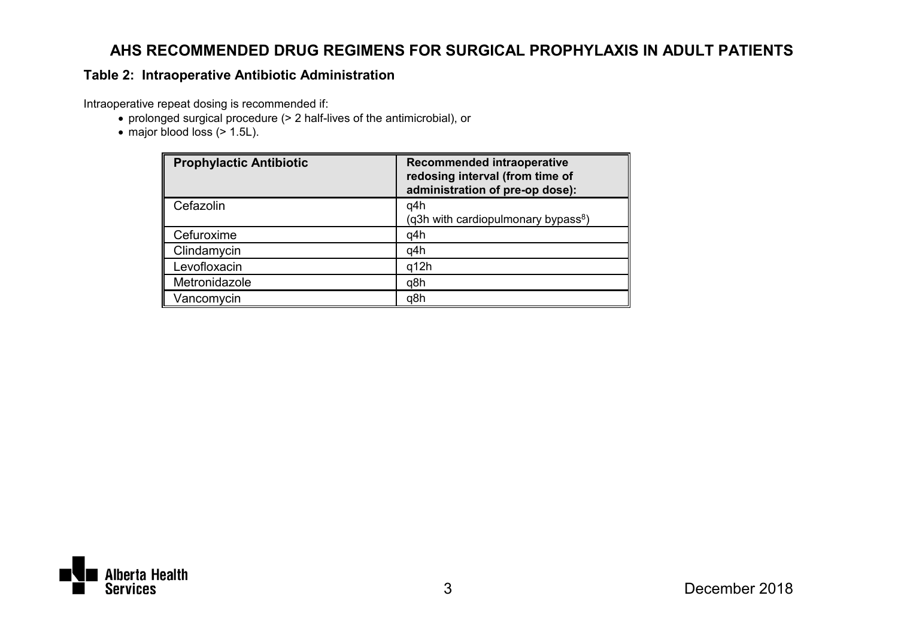# AHS RECOMMENDED DRUG REGIMENS FOR SURGICAL PROPHYLAXIS IN ADULT PATIENTS

## Table 2: Intraoperative Antibiotic Administration

Intraoperative repeat dosing is recommended if:

- prolonged surgical procedure (> 2 half-lives of the antimicrobial), or
- major blood loss (> 1.5L).

| Prophylactic Antibiotic | Recommended intraoperative redosing interval (from time of administration of pre-op dose): |
| --- | --- |
| Cefazolin | q4h<br>(q3h with cardiopulmonary bypass[8]) |
| Cefuroxime | q4h |
| Clindamycin | q4h |
| Levofloxacin | q12h |
| Metronidazole | q8h |
| Vancomycin | q8h |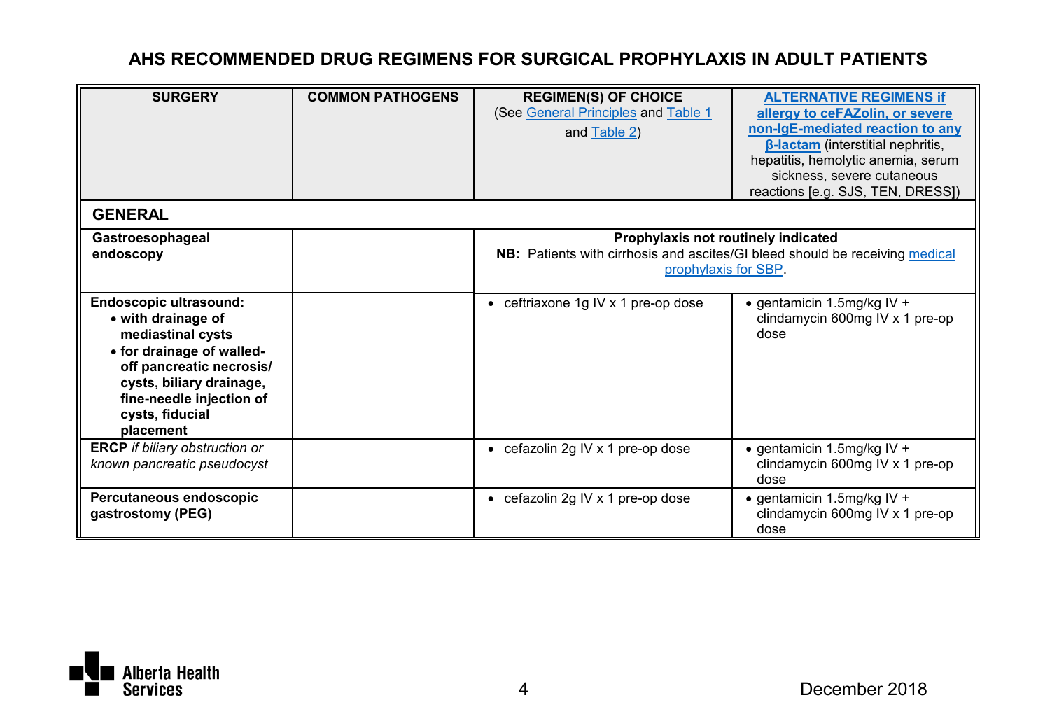# AHS RECOMMENDED DRUG REGIMENS FOR SURGICAL PROPHYLAXIS IN ADULT PATIENTS

| SURGERY | COMMON PATHOGENS | REGIMEN(S) OF CHOICE (See General Principles and Table 1 and Table 2) | ALTERNATIVE REGIMENS if allergy to ceFAZolin, or severe non-IgE-mediated reaction to any β-lactam (interstitial nephritis, hepatitis, hemolytic anemia, serum sickness, severe cutaneous reactions [e.g. SJS, TEN, DRESS]) |
|---|---|---|---|
| **GENERAL** | | | |
| **Gastroesophageal endoscopy** | | **Prophylaxis not routinely indicated** **NB:** Patients with cirrhosis and ascites/GI bleed should be receiving medical prophylaxis for SBP. | |
| **Endoscopic ultrasound:** • **with drainage of mediastinal cysts** • **for drainage of walled-off pancreatic necrosis/ cysts, biliary drainage, fine-needle injection of cysts, fiducial placement** | | • ceftriaxone 1g IV x 1 pre-op dose | • gentamicin 1.5mg/kg IV + clindamycin 600mg IV x 1 pre-op dose |
| **ERCP** *if biliary obstruction or known pancreatic pseudocyst* | | • cefazolin 2g IV x 1 pre-op dose | • gentamicin 1.5mg/kg IV + clindamycin 600mg IV x 1 pre-op dose |
| **Percutaneous endoscopic gastrostomy (PEG)** | | • cefazolin 2g IV x 1 pre-op dose | • gentamicin 1.5mg/kg IV + clindamycin 600mg IV x 1 pre-op dose |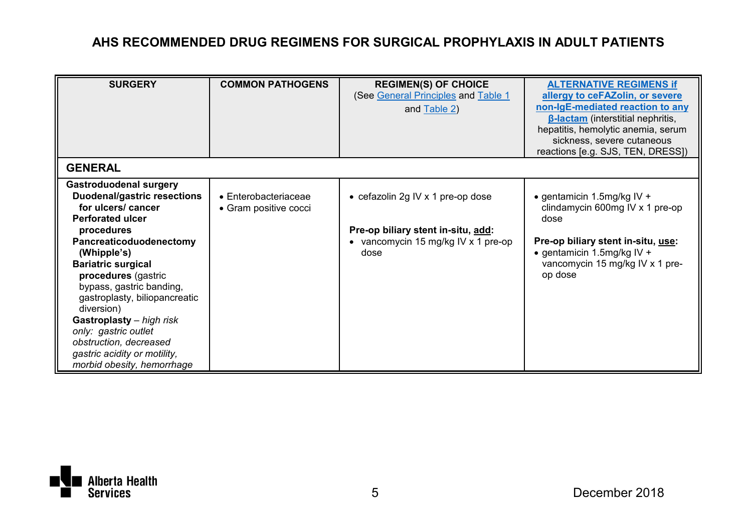# AHS RECOMMENDED DRUG REGIMENS FOR SURGICAL PROPHYLAXIS IN ADULT PATIENTS

| SURGERY | COMMON PATHOGENS | REGIMEN(S) OF CHOICE (See General Principles and Table 1 and Table 2) | ALTERNATIVE REGIMENS if allergy to ceFAZolin, or severe non-IgE-mediated reaction to any β-lactam (interstitial nephritis, hepatitis, hemolytic anemia, serum sickness, severe cutaneous reactions [e.g. SJS, TEN, DRESS]) |
|---|---|---|---|
| **GENERAL** | | | |
| **Gastroduodenal surgery**<br>**Duodenal/gastric resections for ulcers/ cancer**<br>**Perforated ulcer procedures**<br>**Pancreaticoduodenectomy (Whipple's)**<br>**Bariatric surgical procedures** (gastric bypass, gastric banding, gastroplasty, biliopancreatic diversion)<br>**Gastroplasty** – *high risk only: gastric outlet obstruction, decreased gastric acidity or motility, morbid obesity, hemorrhage* | • Enterobacteriaceae<br>• Gram positive cocci | • cefazolin 2g IV x 1 pre-op dose<br><br>**Pre-op biliary stent in-situ, add:**<br>• vancomycin 15 mg/kg IV x 1 pre-op dose | • gentamicin 1.5mg/kg IV + clindamycin 600mg IV x 1 pre-op dose<br><br>**Pre-op biliary stent in-situ, use:**<br>• gentamicin 1.5mg/kg IV + vancomycin 15 mg/kg IV x 1 pre-op dose |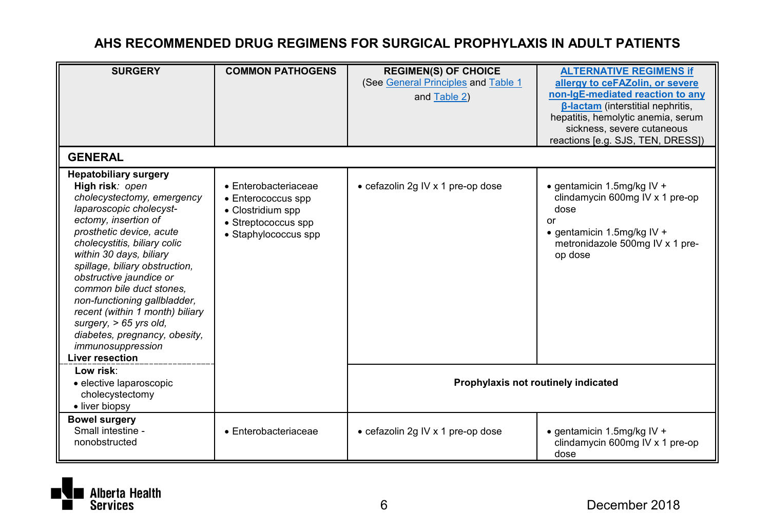# AHS RECOMMENDED DRUG REGIMENS FOR SURGICAL PROPHYLAXIS IN ADULT PATIENTS

| SURGERY | COMMON PATHOGENS | REGIMEN(S) OF CHOICE (See General Principles and Table 1 and Table 2) | ALTERNATIVE REGIMENS if allergy to ceFAZolin, or severe non-IgE-mediated reaction to any β-lactam (interstitial nephritis, hepatitis, hemolytic anemia, serum sickness, severe cutaneous reactions [e.g. SJS, TEN, DRESS]) |
|---|---|---|---|
| **GENERAL** | | | |
| **Hepatobiliary surgery**<br>**High risk**: *open cholecystectomy, emergency laparoscopic cholecyst-ectomy, insertion of prosthetic device, acute cholecystitis, biliary colic within 30 days, biliary spillage, biliary obstruction, obstructive jaundice or common bile duct stones, non-functioning gallbladder, recent (within 1 month) biliary surgery, > 65 yrs old, diabetes, pregnancy, obesity, immunosuppression*<br>**Liver resection** | • Enterobacteriaceae<br>• Enterococcus spp<br>• Clostridium spp<br>• Streptococcus spp<br>• Staphylococcus spp | • cefazolin 2g IV x 1 pre-op dose | • gentamicin 1.5mg/kg IV + clindamycin 600mg IV x 1 pre-op dose<br>or<br>• gentamicin 1.5mg/kg IV + metronidazole 500mg IV x 1 pre-op dose |
| **Low risk**:<br>• elective laparoscopic cholecystectomy<br>• liver biopsy | | **Prophylaxis not routinely indicated** | |
| **Bowel surgery**<br>Small intestine - nonobstructed | • Enterobacteriaceae | • cefazolin 2g IV x 1 pre-op dose | • gentamicin 1.5mg/kg IV + clindamycin 600mg IV x 1 pre-op dose |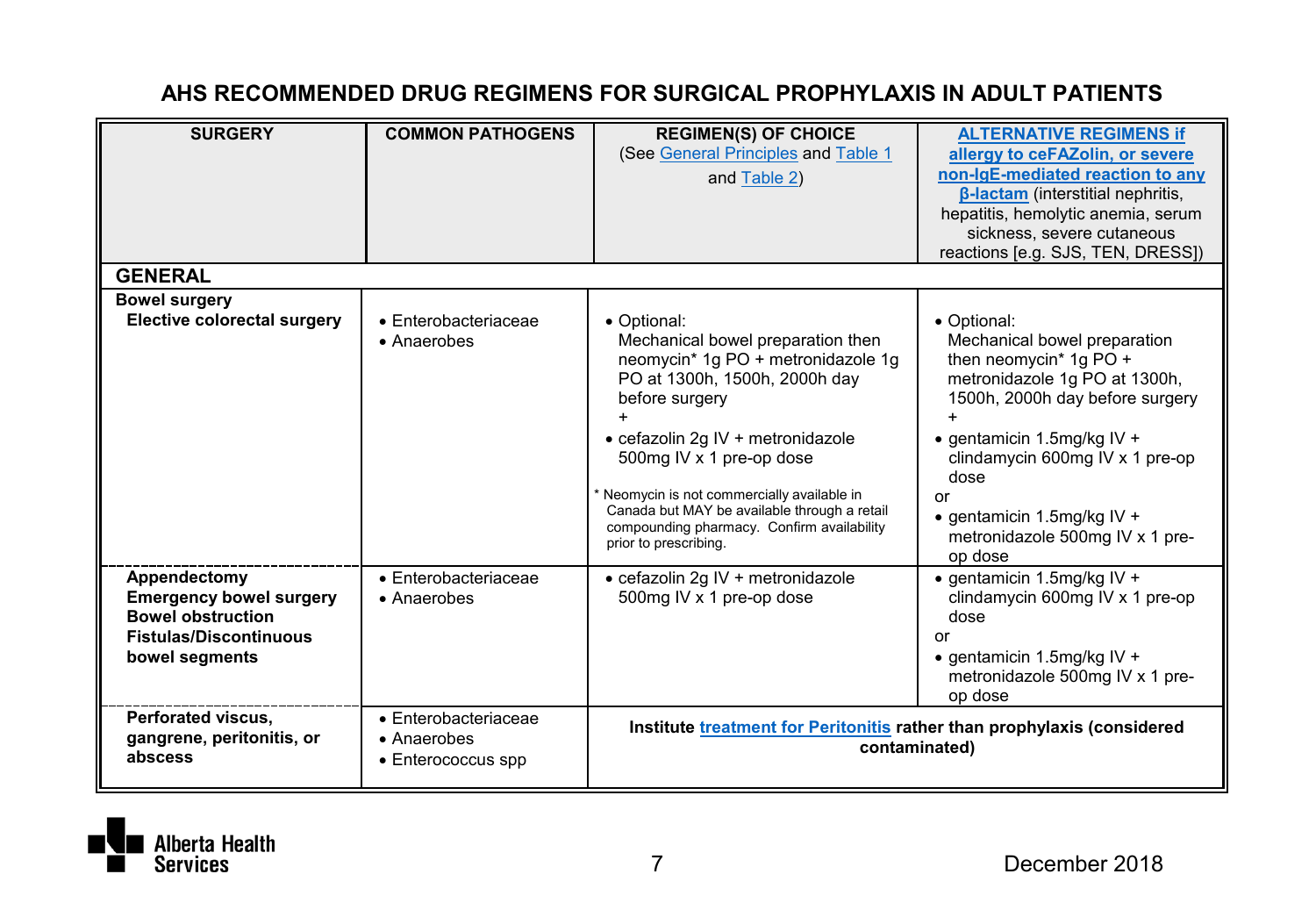# AHS RECOMMENDED DRUG REGIMENS FOR SURGICAL PROPHYLAXIS IN ADULT PATIENTS

| SURGERY | COMMON PATHOGENS | REGIMEN(S) OF CHOICE (See General Principles and Table 1 and Table 2) | ALTERNATIVE REGIMENS if allergy to ceFAZolin, or severe non-IgE-mediated reaction to any β-lactam (interstitial nephritis, hepatitis, hemolytic anemia, serum sickness, severe cutaneous reactions [e.g. SJS, TEN, DRESS]) |
|---|---|---|---|
| **GENERAL** | | | |
| **Bowel surgery**<br>**Elective colorectal surgery** | • Enterobacteriaceae<br>• Anaerobes | • Optional:<br>Mechanical bowel preparation then neomycin* 1g PO + metronidazole 1g PO at 1300h, 1500h, 2000h day before surgery<br>+<br>• cefazolin 2g IV + metronidazole 500mg IV x 1 pre-op dose<br><br>* Neomycin is not commercially available in Canada but MAY be available through a retail compounding pharmacy. Confirm availability prior to prescribing. | • Optional:<br>Mechanical bowel preparation then neomycin* 1g PO + metronidazole 1g PO at 1300h, 1500h, 2000h day before surgery<br>+<br>• gentamicin 1.5mg/kg IV + clindamycin 600mg IV x 1 pre-op dose<br>or<br>• gentamicin 1.5mg/kg IV + metronidazole 500mg IV x 1 pre-op dose |
| **Appendectomy**<br>**Emergency bowel surgery**<br>**Bowel obstruction**<br>**Fistulas/Discontinuous bowel segments** | • Enterobacteriaceae<br>• Anaerobes | • cefazolin 2g IV + metronidazole 500mg IV x 1 pre-op dose | • gentamicin 1.5mg/kg IV + clindamycin 600mg IV x 1 pre-op dose<br>or<br>• gentamicin 1.5mg/kg IV + metronidazole 500mg IV x 1 pre-op dose |
| **Perforated viscus, gangrene, peritonitis, or abscess** | • Enterobacteriaceae<br>• Anaerobes<br>• Enterococcus spp | **Institute treatment for Peritonitis rather than prophylaxis (considered contaminated)** | |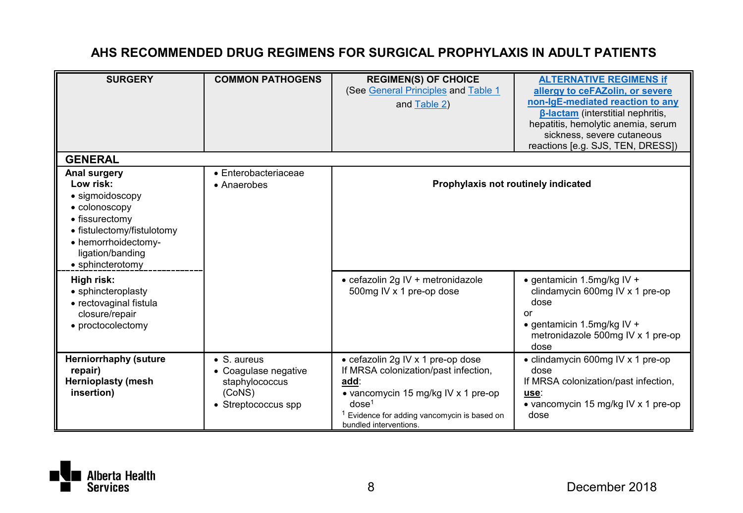# AHS RECOMMENDED DRUG REGIMENS FOR SURGICAL PROPHYLAXIS IN ADULT PATIENTS

| SURGERY | COMMON PATHOGENS | REGIMEN(S) OF CHOICE (See General Principles and Table 1 and Table 2) | ALTERNATIVE REGIMENS if allergy to ceFAZolin, or severe non-IgE-mediated reaction to any β-lactam (interstitial nephritis, hepatitis, hemolytic anemia, serum sickness, severe cutaneous reactions [e.g. SJS, TEN, DRESS]) |
|---|---|---|---|
| **GENERAL** | | | |
| **Anal surgery**<br>**Low risk:**<br>• sigmoidoscopy<br>• colonoscopy<br>• fissurectomy<br>• fistulectomy/fistulotomy<br>• hemorrhoidectomy-ligation/banding<br>• sphincterotomy | • Enterobacteriaceae<br>• Anaerobes | **Prophylaxis not routinely indicated** | |
| **High risk:**<br>• sphincteroplasty<br>• rectovaginal fistula closure/repair<br>• proctocolectomy | | • cefazolin 2g IV + metronidazole 500mg IV x 1 pre-op dose | • gentamicin 1.5mg/kg IV + clindamycin 600mg IV x 1 pre-op dose<br>or<br>• gentamicin 1.5mg/kg IV + metronidazole 500mg IV x 1 pre-op dose |
| **Herniorrhaphy (suture repair)**<br>**Hernioplasty (mesh insertion)** | • S. aureus<br>• Coagulase negative staphylococcus (CoNS)<br>• Streptococcus spp | • cefazolin 2g IV x 1 pre-op dose<br>If MRSA colonization/past infection, **add**:<br>• vancomycin 15 mg/kg IV x 1 pre-op dose[1]<br>[1] Evidence for adding vancomycin is based on bundled interventions. | • clindamycin 600mg IV x 1 pre-op dose<br>If MRSA colonization/past infection, **use**:<br>• vancomycin 15 mg/kg IV x 1 pre-op dose |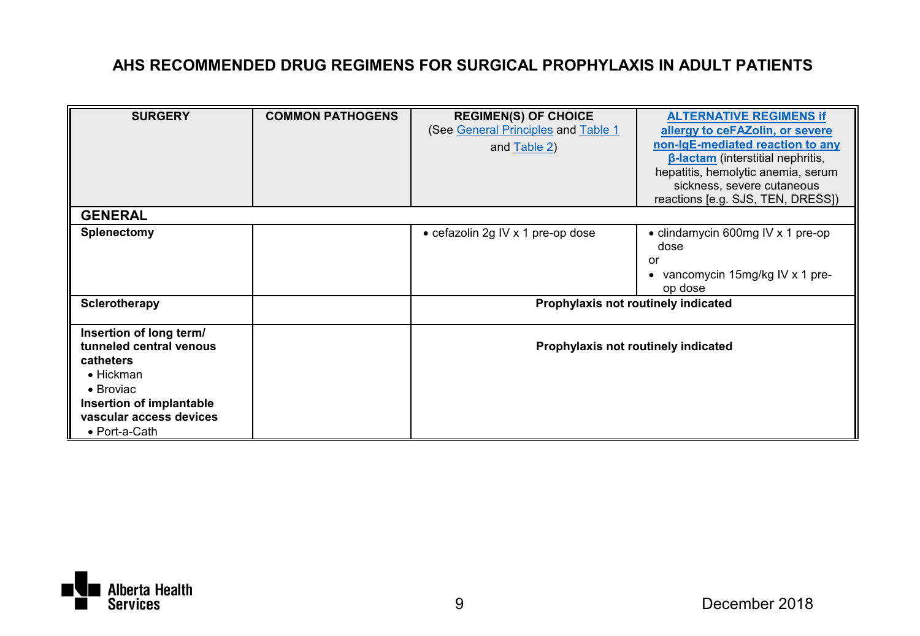## AHS RECOMMENDED DRUG REGIMENS FOR SURGICAL PROPHYLAXIS IN ADULT PATIENTS

| SURGERY | COMMON PATHOGENS | REGIMEN(S) OF CHOICE (See General Principles and Table 1 and Table 2) | ALTERNATIVE REGIMENS if allergy to ceFAZolin, or severe non-IgE-mediated reaction to any β-lactam (interstitial nephritis, hepatitis, hemolytic anemia, serum sickness, severe cutaneous reactions [e.g. SJS, TEN, DRESS]) |
|---|---|---|---|
| **GENERAL** | | | |
| **Splenectomy** | | • cefazolin 2g IV x 1 pre-op dose | • clindamycin 600mg IV x 1 pre-op dose<br>or<br>• vancomycin 15mg/kg IV x 1 pre-op dose |
| **Sclerotherapy** | | **Prophylaxis not routinely indicated** | |
| **Insertion of long term/ tunneled central venous catheters**<br>• Hickman<br>• Broviac<br>**Insertion of implantable vascular access devices**<br>• Port-a-Cath | | **Prophylaxis not routinely indicated** | |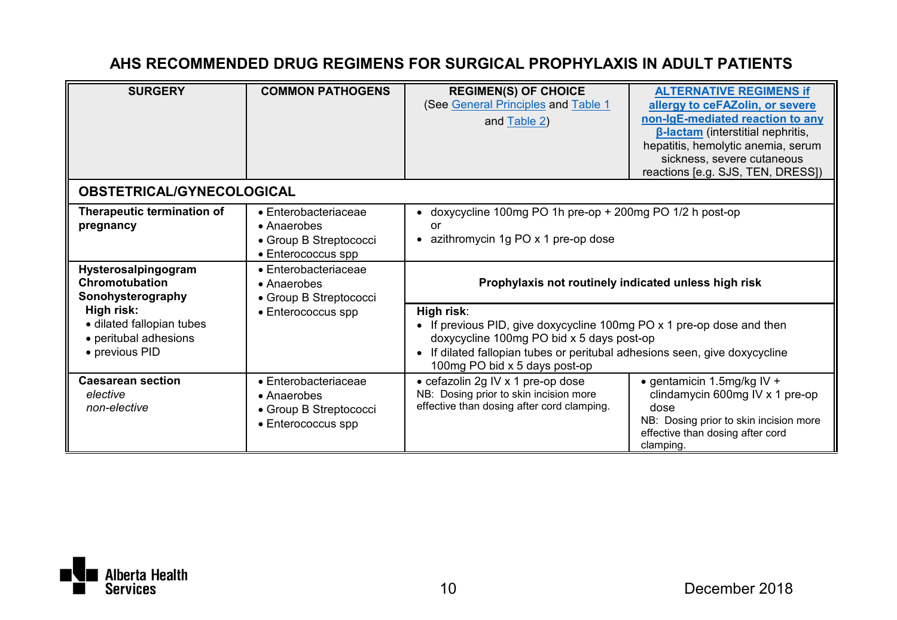# AHS RECOMMENDED DRUG REGIMENS FOR SURGICAL PROPHYLAXIS IN ADULT PATIENTS

| SURGERY | COMMON PATHOGENS | REGIMEN(S) OF CHOICE (See General Principles and Table 1 and Table 2) | ALTERNATIVE REGIMENS if allergy to ceFAZolin, or severe non-IgE-mediated reaction to any β-lactam (interstitial nephritis, hepatitis, hemolytic anemia, serum sickness, severe cutaneous reactions [e.g. SJS, TEN, DRESS]) |
|---|---|---|---|
| **OBSTETRICAL/GYNECOLOGICAL** | | | |
| **Therapeutic termination of pregnancy** | • Enterobacteriaceae<br>• Anaerobes<br>• Group B Streptococci<br>• Enterococcus spp | • doxycycline 100mg PO 1h pre-op + 200mg PO 1/2 h post-op<br>or<br>• azithromycin 1g PO x 1 pre-op dose | |
| **Hysterosalpingogram**<br>**Chromotubation**<br>**Sonohysterography**<br>**High risk:**<br>• dilated fallopian tubes<br>• peritubal adhesions<br>• previous PID | • Enterobacteriaceae<br>• Anaerobes<br>• Group B Streptococci<br>• Enterococcus spp | **Prophylaxis not routinely indicated unless high risk**<br><br>**High risk**:<br>• If previous PID, give doxycycline 100mg PO x 1 pre-op dose and then doxycycline 100mg PO bid x 5 days post-op<br>• If dilated fallopian tubes or peritubal adhesions seen, give doxycycline 100mg PO bid x 5 days post-op | |
| **Caesarean section**<br>*elective*<br>*non-elective* | • Enterobacteriaceae<br>• Anaerobes<br>• Group B Streptococci<br>• Enterococcus spp | • cefazolin 2g IV x 1 pre-op dose<br>NB: Dosing prior to skin incision more effective than dosing after cord clamping. | • gentamicin 1.5mg/kg IV + clindamycin 600mg IV x 1 pre-op dose<br>NB: Dosing prior to skin incision more effective than dosing after cord clamping. |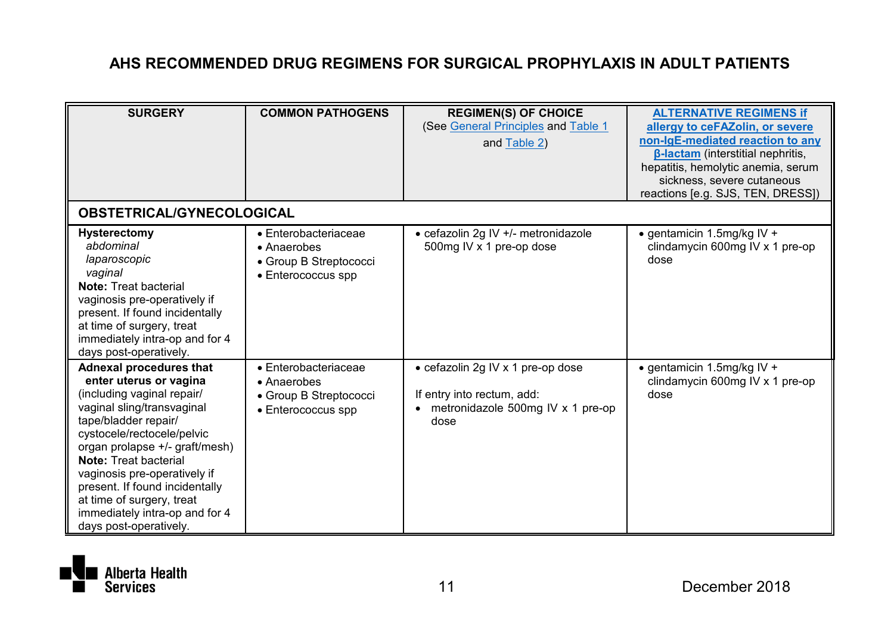# AHS RECOMMENDED DRUG REGIMENS FOR SURGICAL PROPHYLAXIS IN ADULT PATIENTS

| SURGERY | COMMON PATHOGENS | REGIMEN(S) OF CHOICE (See General Principles and Table 1 and Table 2) | ALTERNATIVE REGIMENS if allergy to ceFAZolin, or severe non-IgE-mediated reaction to any β-lactam (interstitial nephritis, hepatitis, hemolytic anemia, serum sickness, severe cutaneous reactions [e.g. SJS, TEN, DRESS]) |
|---|---|---|---|
| **OBSTETRICAL/GYNECOLOGICAL** | | | |
| **Hysterectomy**<br>*abdominal*<br>*laparoscopic*<br>*vaginal*<br>**Note:** Treat bacterial vaginosis pre-operatively if present. If found incidentally at time of surgery, treat immediately intra-op and for 4 days post-operatively. | • Enterobacteriaceae<br>• Anaerobes<br>• Group B Streptococci<br>• Enterococcus spp | • cefazolin 2g IV +/- metronidazole 500mg IV x 1 pre-op dose | • gentamicin 1.5mg/kg IV + clindamycin 600mg IV x 1 pre-op dose |
| **Adnexal procedures that enter uterus or vagina** (including vaginal repair/ vaginal sling/transvaginal tape/bladder repair/ cystocele/rectocele/pelvic organ prolapse +/- graft/mesh)<br>**Note:** Treat bacterial vaginosis pre-operatively if present. If found incidentally at time of surgery, treat immediately intra-op and for 4 days post-operatively. | • Enterobacteriaceae<br>• Anaerobes<br>• Group B Streptococci<br>• Enterococcus spp | • cefazolin 2g IV x 1 pre-op dose<br><br>If entry into rectum, add:<br>• metronidazole 500mg IV x 1 pre-op dose | • gentamicin 1.5mg/kg IV + clindamycin 600mg IV x 1 pre-op dose |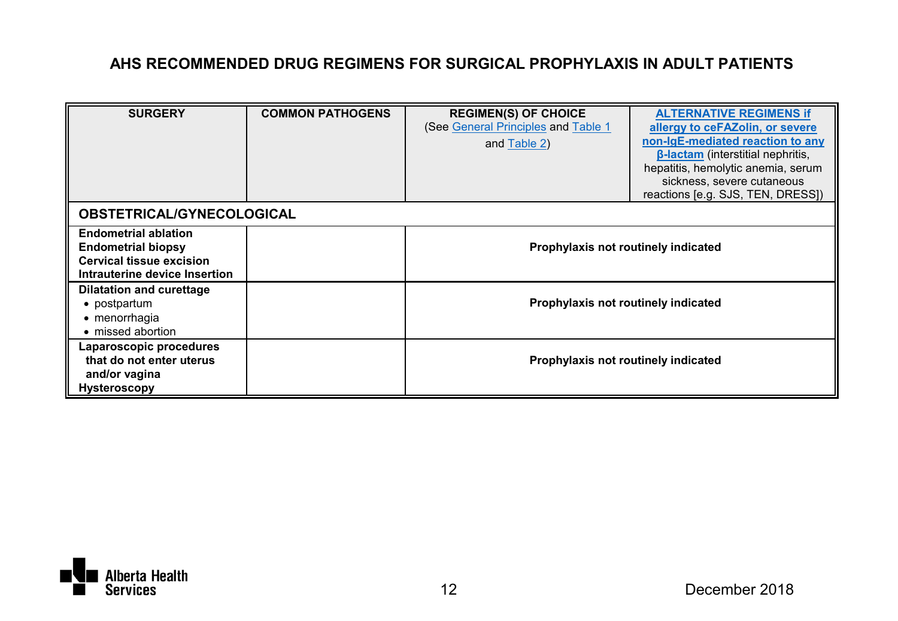# AHS RECOMMENDED DRUG REGIMENS FOR SURGICAL PROPHYLAXIS IN ADULT PATIENTS

| SURGERY | COMMON PATHOGENS | REGIMEN(S) OF CHOICE (See General Principles and Table 1 and Table 2) | ALTERNATIVE REGIMENS if allergy to ceFAZolin, or severe non-IgE-mediated reaction to any β-lactam (interstitial nephritis, hepatitis, hemolytic anemia, serum sickness, severe cutaneous reactions [e.g. SJS, TEN, DRESS]) |
|---|---|---|---|
| **OBSTETRICAL/GYNECOLOGICAL** | | | |
| **Endometrial ablation**<br>**Endometrial biopsy**<br>**Cervical tissue excision**<br>**Intrauterine device Insertion** | | **Prophylaxis not routinely indicated** | |
| **Dilatation and curettage**<br>• postpartum<br>• menorrhagia<br>• missed abortion | | **Prophylaxis not routinely indicated** | |
| **Laparoscopic procedures that do not enter uterus and/or vagina**<br>**Hysteroscopy** | | **Prophylaxis not routinely indicated** | |

December 2018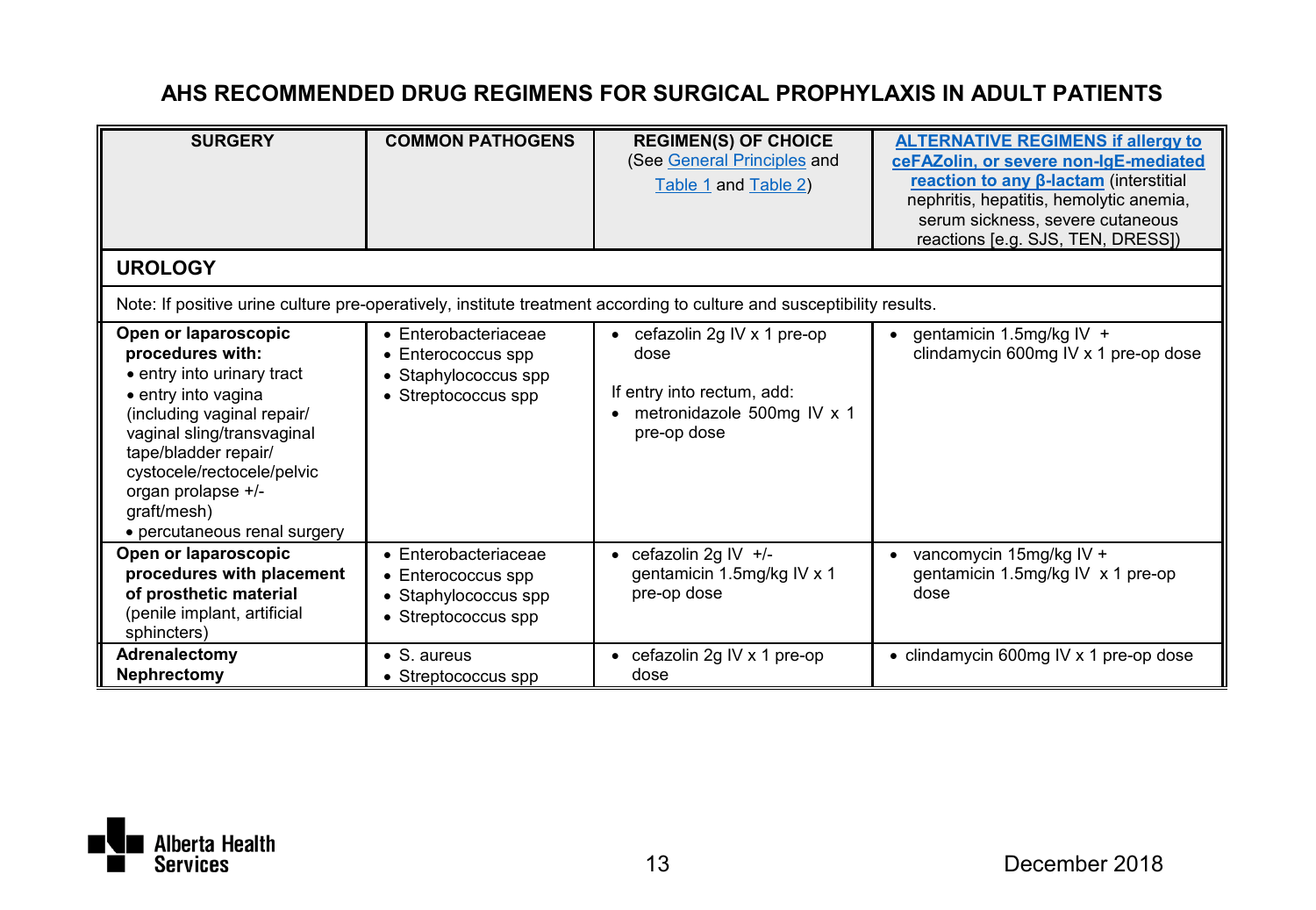# AHS RECOMMENDED DRUG REGIMENS FOR SURGICAL PROPHYLAXIS IN ADULT PATIENTS

| SURGERY | COMMON PATHOGENS | REGIMEN(S) OF CHOICE (See General Principles and Table 1 and Table 2) | ALTERNATIVE REGIMENS if allergy to ceFAZolin, or severe non-IgE-mediated reaction to any β-lactam (interstitial nephritis, hepatitis, hemolytic anemia, serum sickness, severe cutaneous reactions [e.g. SJS, TEN, DRESS]) |
|---|---|---|---|
| **UROLOGY** | | | |
| Note: If positive urine culture pre-operatively, institute treatment according to culture and susceptibility results. | | | |
| **Open or laparoscopic procedures with:** • entry into urinary tract • entry into vagina (including vaginal repair/ vaginal sling/transvaginal tape/bladder repair/ cystocele/rectocele/pelvic organ prolapse +/- graft/mesh) • percutaneous renal surgery | • Enterobacteriaceae • Enterococcus spp • Staphylococcus spp • Streptococcus spp | • cefazolin 2g IV x 1 pre-op dose If entry into rectum, add: • metronidazole 500mg IV x 1 pre-op dose | • gentamicin 1.5mg/kg IV + clindamycin 600mg IV x 1 pre-op dose |
| **Open or laparoscopic procedures with placement of prosthetic material** (penile implant, artificial sphincters) | • Enterobacteriaceae • Enterococcus spp • Staphylococcus spp • Streptococcus spp | • cefazolin 2g IV +/- gentamicin 1.5mg/kg IV x 1 pre-op dose | • vancomycin 15mg/kg IV + gentamicin 1.5mg/kg IV x 1 pre-op dose |
| **Adrenalectomy Nephrectomy** | • S. aureus • Streptococcus spp | • cefazolin 2g IV x 1 pre-op dose | • clindamycin 600mg IV x 1 pre-op dose |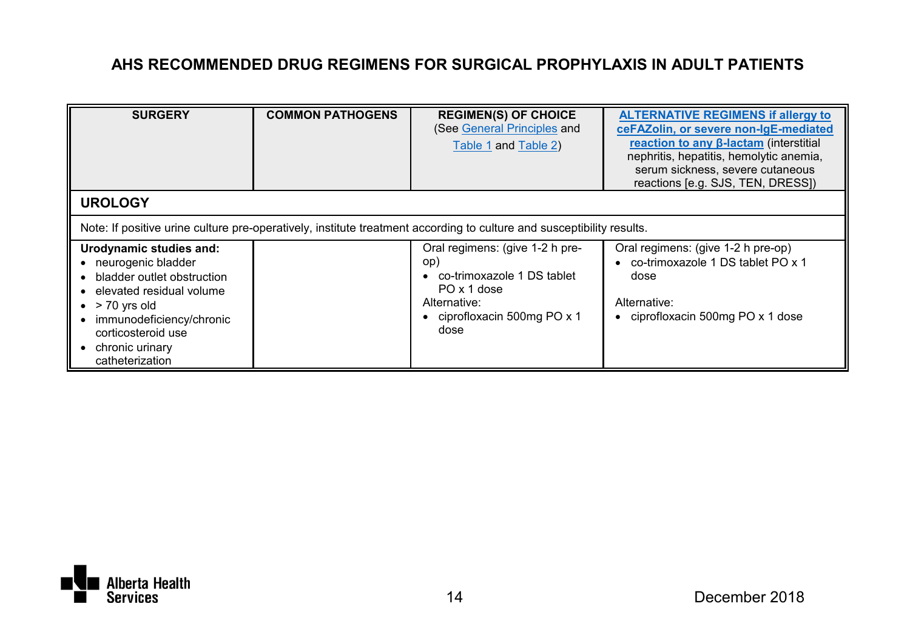## AHS RECOMMENDED DRUG REGIMENS FOR SURGICAL PROPHYLAXIS IN ADULT PATIENTS

| SURGERY | COMMON PATHOGENS | REGIMEN(S) OF CHOICE (See General Principles and Table 1 and Table 2) | ALTERNATIVE REGIMENS if allergy to ceFAZolin, or severe non-IgE-mediated reaction to any β-lactam (interstitial nephritis, hepatitis, hemolytic anemia, serum sickness, severe cutaneous reactions [e.g. SJS, TEN, DRESS]) |
|---|---|---|---|
| **UROLOGY** | | | |
| Note: If positive urine culture pre-operatively, institute treatment according to culture and susceptibility results. | | | |
| **Urodynamic studies and:**<br>• neurogenic bladder<br>• bladder outlet obstruction<br>• elevated residual volume<br>• > 70 yrs old<br>• immunodeficiency/chronic corticosteroid use<br>• chronic urinary catheterization | | Oral regimens: (give 1-2 h pre-op)<br>• co-trimoxazole 1 DS tablet PO x 1 dose<br>Alternative:<br>• ciprofloxacin 500mg PO x 1 dose | Oral regimens: (give 1-2 h pre-op)<br>• co-trimoxazole 1 DS tablet PO x 1 dose<br><br>Alternative:<br>• ciprofloxacin 500mg PO x 1 dose |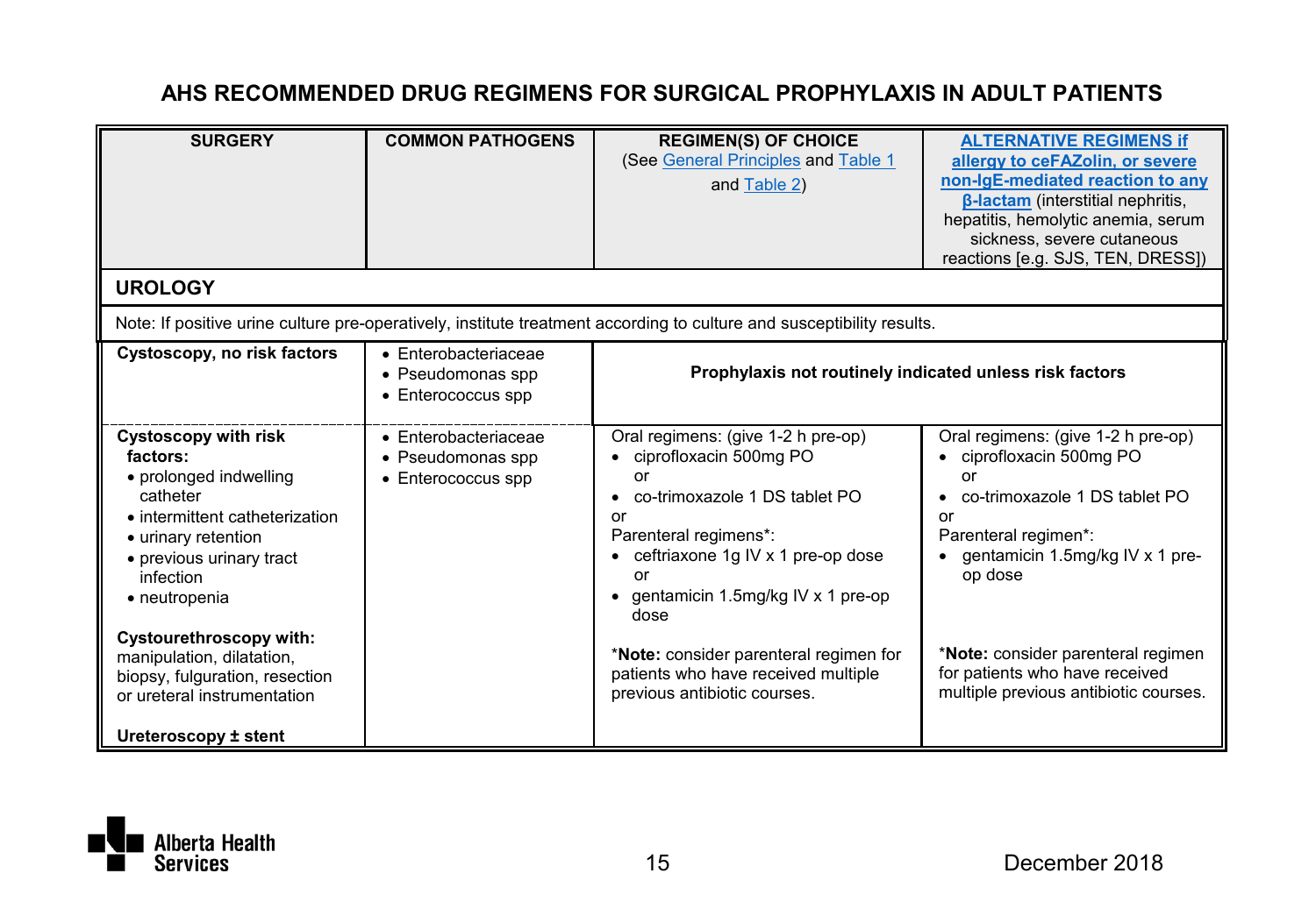## AHS RECOMMENDED DRUG REGIMENS FOR SURGICAL PROPHYLAXIS IN ADULT PATIENTS

| SURGERY | COMMON PATHOGENS | REGIMEN(S) OF CHOICE (See General Principles and Table 1 and Table 2) | ALTERNATIVE REGIMENS if allergy to ceFAZolin, or severe non-IgE-mediated reaction to any β-lactam (interstitial nephritis, hepatitis, hemolytic anemia, serum sickness, severe cutaneous reactions [e.g. SJS, TEN, DRESS]) |
|---|---|---|---|
| **UROLOGY** | | | |
| Note: If positive urine culture pre-operatively, institute treatment according to culture and susceptibility results. | | | |
| **Cystoscopy, no risk factors** | • Enterobacteriaceae<br>• Pseudomonas spp<br>• Enterococcus spp | **Prophylaxis not routinely indicated unless risk factors** | |
| **Cystoscopy with risk factors:**<br>• prolonged indwelling catheter<br>• intermittent catheterization<br>• urinary retention<br>• previous urinary tract infection<br>• neutropenia<br><br>**Cystourethroscopy with:** manipulation, dilatation, biopsy, fulguration, resection or ureteral instrumentation<br><br>**Ureteroscopy ± stent** | • Enterobacteriaceae<br>• Pseudomonas spp<br>• Enterococcus spp | Oral regimens: (give 1-2 h pre-op)<br>• ciprofloxacin 500mg PO<br>or<br>• co-trimoxazole 1 DS tablet PO<br>or<br>Parenteral regimens*:<br>• ceftriaxone 1g IV x 1 pre-op dose<br>or<br>• gentamicin 1.5mg/kg IV x 1 pre-op dose<br><br>\***Note:** consider parenteral regimen for patients who have received multiple previous antibiotic courses. | Oral regimens: (give 1-2 h pre-op)<br>• ciprofloxacin 500mg PO<br>or<br>• co-trimoxazole 1 DS tablet PO<br>or<br>Parenteral regimen*:<br>• gentamicin 1.5mg/kg IV x 1 pre-op dose<br><br>\***Note:** consider parenteral regimen for patients who have received multiple previous antibiotic courses. |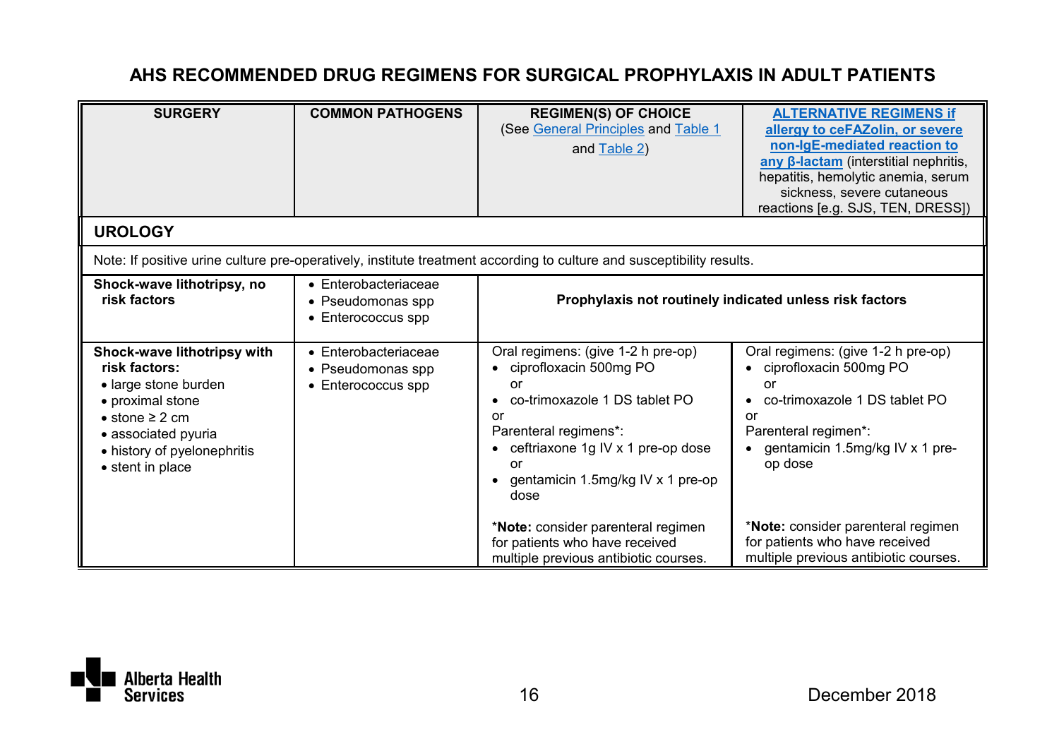## AHS RECOMMENDED DRUG REGIMENS FOR SURGICAL PROPHYLAXIS IN ADULT PATIENTS

| SURGERY | COMMON PATHOGENS | REGIMEN(S) OF CHOICE (See General Principles and Table 1 and Table 2) | ALTERNATIVE REGIMENS if allergy to ceFAZolin, or severe non-IgE-mediated reaction to any β-lactam (interstitial nephritis, hepatitis, hemolytic anemia, serum sickness, severe cutaneous reactions [e.g. SJS, TEN, DRESS]) |
|---|---|---|---|
| **UROLOGY** | | | |
| Note: If positive urine culture pre-operatively, institute treatment according to culture and susceptibility results. | | | |
| **Shock-wave lithotripsy, no risk factors** | • Enterobacteriaceae<br>• Pseudomonas spp<br>• Enterococcus spp | **Prophylaxis not routinely indicated unless risk factors** | |
| **Shock-wave lithotripsy with risk factors:**<br>• large stone burden<br>• proximal stone<br>• stone ≥ 2 cm<br>• associated pyuria<br>• history of pyelonephritis<br>• stent in place | • Enterobacteriaceae<br>• Pseudomonas spp<br>• Enterococcus spp | Oral regimens: (give 1-2 h pre-op)<br>• ciprofloxacin 500mg PO<br>or<br>• co-trimoxazole 1 DS tablet PO<br>or<br>Parenteral regimens*:<br>• ceftriaxone 1g IV x 1 pre-op dose<br>or<br>• gentamicin 1.5mg/kg IV x 1 pre-op dose<br><br>*__Note:__ consider parenteral regimen for patients who have received multiple previous antibiotic courses. | Oral regimens: (give 1-2 h pre-op)<br>• ciprofloxacin 500mg PO<br>or<br>• co-trimoxazole 1 DS tablet PO<br>or<br>Parenteral regimen*:<br>• gentamicin 1.5mg/kg IV x 1 pre-op dose<br><br>*__Note:__ consider parenteral regimen for patients who have received multiple previous antibiotic courses. |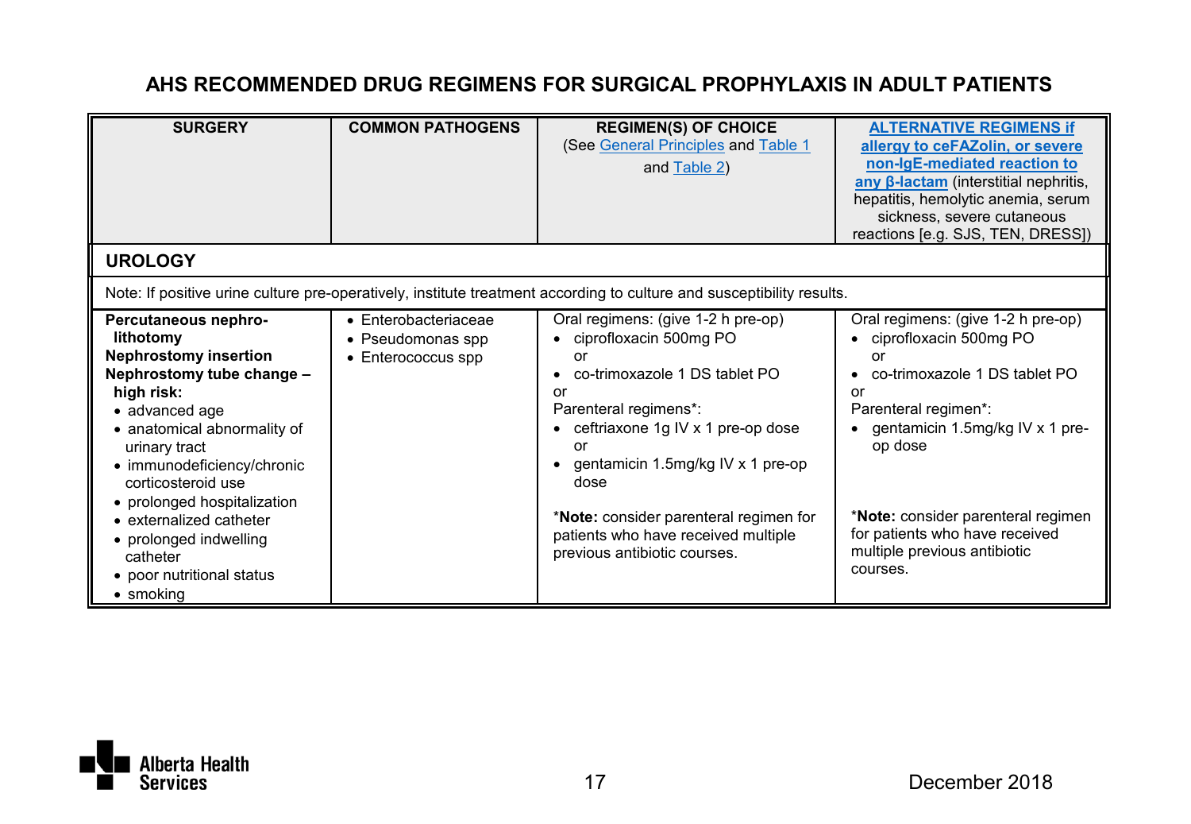## AHS RECOMMENDED DRUG REGIMENS FOR SURGICAL PROPHYLAXIS IN ADULT PATIENTS

| SURGERY | COMMON PATHOGENS | REGIMEN(S) OF CHOICE (See General Principles and Table 1 and Table 2) | ALTERNATIVE REGIMENS if allergy to ceFAZolin, or severe non-IgE-mediated reaction to any β-lactam (interstitial nephritis, hepatitis, hemolytic anemia, serum sickness, severe cutaneous reactions [e.g. SJS, TEN, DRESS]) |
|---|---|---|---|
| **UROLOGY** | | | |
| Note: If positive urine culture pre-operatively, institute treatment according to culture and susceptibility results. | | | |
| **Percutaneous nephro-lithotomy**<br>**Nephrostomy insertion**<br>**Nephrostomy tube change – high risk:**<br>• advanced age<br>• anatomical abnormality of urinary tract<br>• immunodeficiency/chronic corticosteroid use<br>• prolonged hospitalization<br>• externalized catheter<br>• prolonged indwelling catheter<br>• poor nutritional status<br>• smoking | • Enterobacteriaceae<br>• Pseudomonas spp<br>• Enterococcus spp | Oral regimens: (give 1-2 h pre-op)<br>• ciprofloxacin 500mg PO<br>or<br>• co-trimoxazole 1 DS tablet PO<br>or<br>Parenteral regimens*:<br>• ceftriaxone 1g IV x 1 pre-op dose<br>or<br>• gentamicin 1.5mg/kg IV x 1 pre-op dose<br><br>***Note:** consider parenteral regimen for patients who have received multiple previous antibiotic courses. | Oral regimens: (give 1-2 h pre-op)<br>• ciprofloxacin 500mg PO<br>or<br>• co-trimoxazole 1 DS tablet PO<br>or<br>Parenteral regimen*:<br>• gentamicin 1.5mg/kg IV x 1 pre-op dose<br><br>***Note:** consider parenteral regimen for patients who have received multiple previous antibiotic courses. |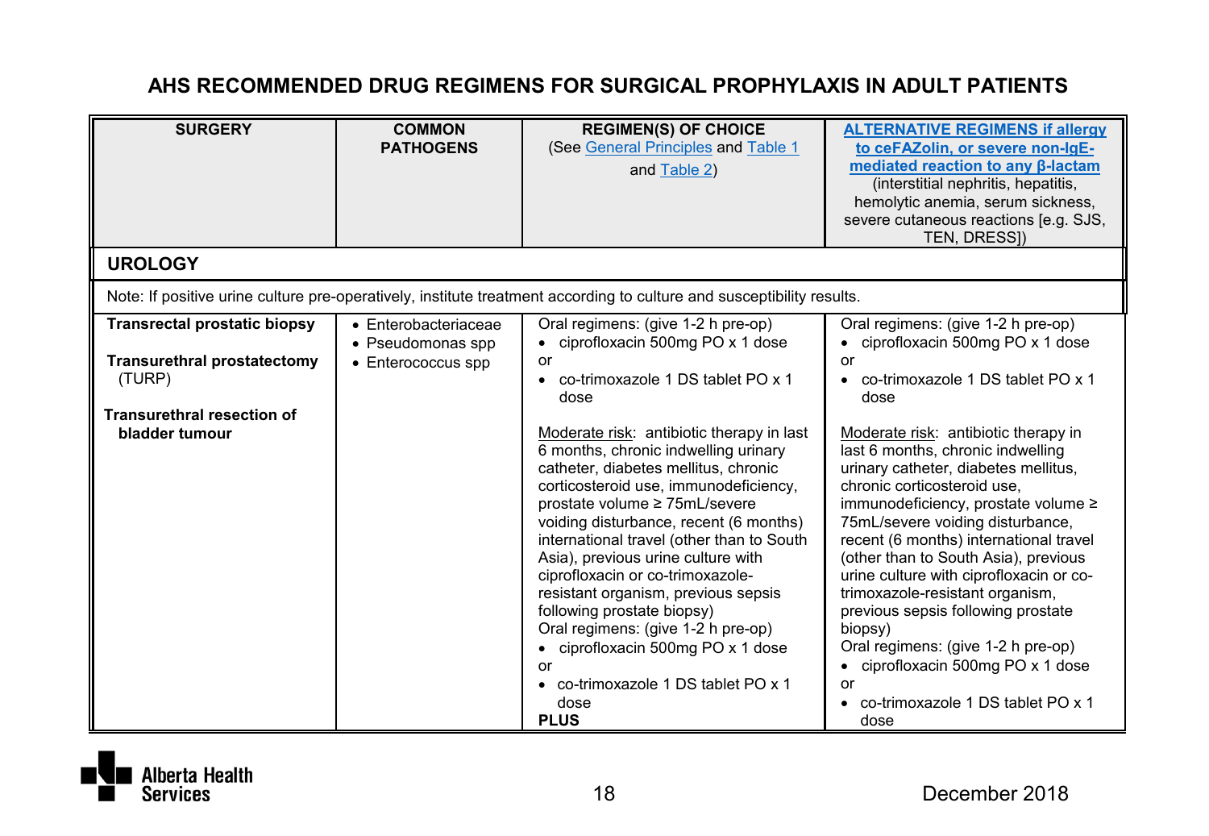# AHS RECOMMENDED DRUG REGIMENS FOR SURGICAL PROPHYLAXIS IN ADULT PATIENTS

| SURGERY | COMMON PATHOGENS | REGIMEN(S) OF CHOICE (See General Principles and Table 1 and Table 2) | ALTERNATIVE REGIMENS if allergy to ceFAZolin, or severe non-IgE-mediated reaction to any β-lactam (interstitial nephritis, hepatitis, hemolytic anemia, serum sickness, severe cutaneous reactions [e.g. SJS, TEN, DRESS]) |
|---|---|---|---|
| **UROLOGY** | | | |
| Note: If positive urine culture pre-operatively, institute treatment according to culture and susceptibility results. | | | |
| **Transrectal prostatic biopsy**<br><br>**Transurethral prostatectomy** (TURP)<br><br>**Transurethral resection of bladder tumour** | • Enterobacteriaceae<br>• Pseudomonas spp<br>• Enterococcus spp | Oral regimens: (give 1-2 h pre-op)<br>• ciprofloxacin 500mg PO x 1 dose<br>or<br>• co-trimoxazole 1 DS tablet PO x 1 dose<br><br>Moderate risk: antibiotic therapy in last 6 months, chronic indwelling urinary catheter, diabetes mellitus, chronic corticosteroid use, immunodeficiency, prostate volume ≥ 75mL/severe voiding disturbance, recent (6 months) international travel (other than to South Asia), previous urine culture with ciprofloxacin or co-trimoxazole-resistant organism, previous sepsis following prostate biopsy)<br>Oral regimens: (give 1-2 h pre-op)<br>• ciprofloxacin 500mg PO x 1 dose<br>or<br>• co-trimoxazole 1 DS tablet PO x 1 dose<br>**PLUS** | Oral regimens: (give 1-2 h pre-op)<br>• ciprofloxacin 500mg PO x 1 dose<br>or<br>• co-trimoxazole 1 DS tablet PO x 1 dose<br><br>Moderate risk: antibiotic therapy in last 6 months, chronic indwelling urinary catheter, diabetes mellitus, chronic corticosteroid use, immunodeficiency, prostate volume ≥ 75mL/severe voiding disturbance, recent (6 months) international travel (other than to South Asia), previous urine culture with ciprofloxacin or co-trimoxazole-resistant organism, previous sepsis following prostate biopsy)<br>Oral regimens: (give 1-2 h pre-op)<br>• ciprofloxacin 500mg PO x 1 dose<br>or<br>• co-trimoxazole 1 DS tablet PO x 1 dose |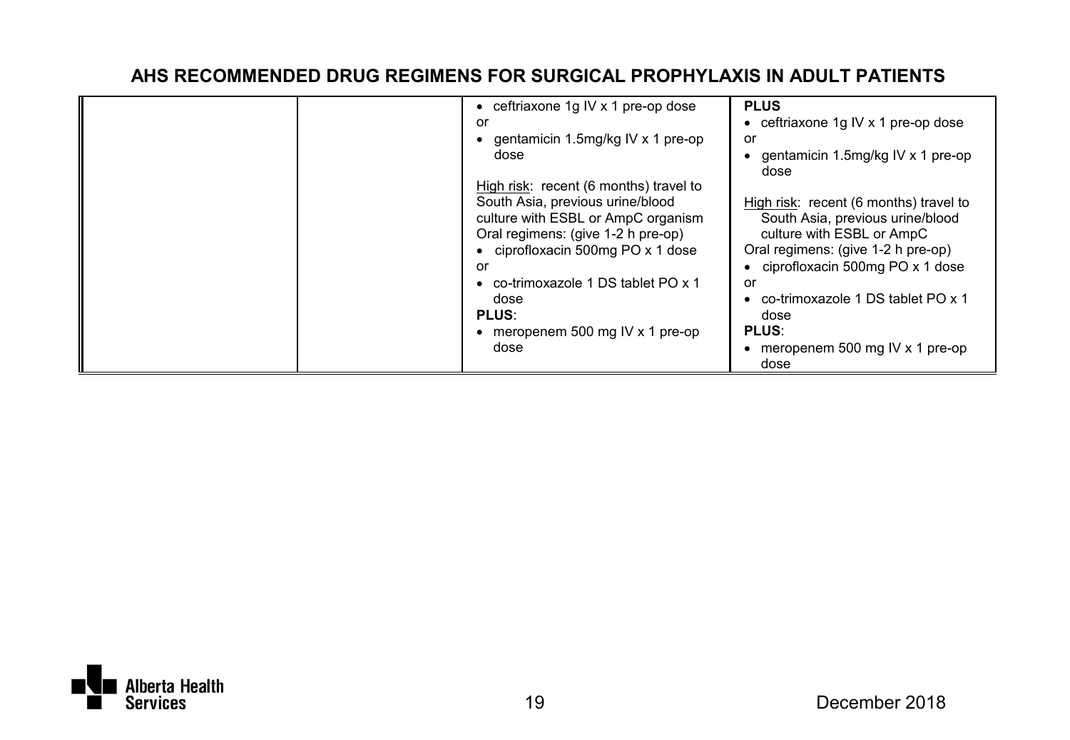## AHS RECOMMENDED DRUG REGIMENS FOR SURGICAL PROPHYLAXIS IN ADULT PATIENTS

| | | | |
|---|---|---|---|
| | | • ceftriaxone 1g IV x 1 pre-op dose<br>or<br>• gentamicin 1.5mg/kg IV x 1 pre-op dose<br><br>High risk: recent (6 months) travel to South Asia, previous urine/blood culture with ESBL or AmpC organism<br>Oral regimens: (give 1-2 h pre-op)<br>• ciprofloxacin 500mg PO x 1 dose<br>or<br>• co-trimoxazole 1 DS tablet PO x 1 dose<br>**PLUS**:<br>• meropenem 500 mg IV x 1 pre-op dose | **PLUS**<br>• ceftriaxone 1g IV x 1 pre-op dose<br>or<br>• gentamicin 1.5mg/kg IV x 1 pre-op dose<br><br>High risk: recent (6 months) travel to South Asia, previous urine/blood culture with ESBL or AmpC<br>Oral regimens: (give 1-2 h pre-op)<br>• ciprofloxacin 500mg PO x 1 dose<br>or<br>• co-trimoxazole 1 DS tablet PO x 1 dose<br>**PLUS**:<br>• meropenem 500 mg IV x 1 pre-op dose |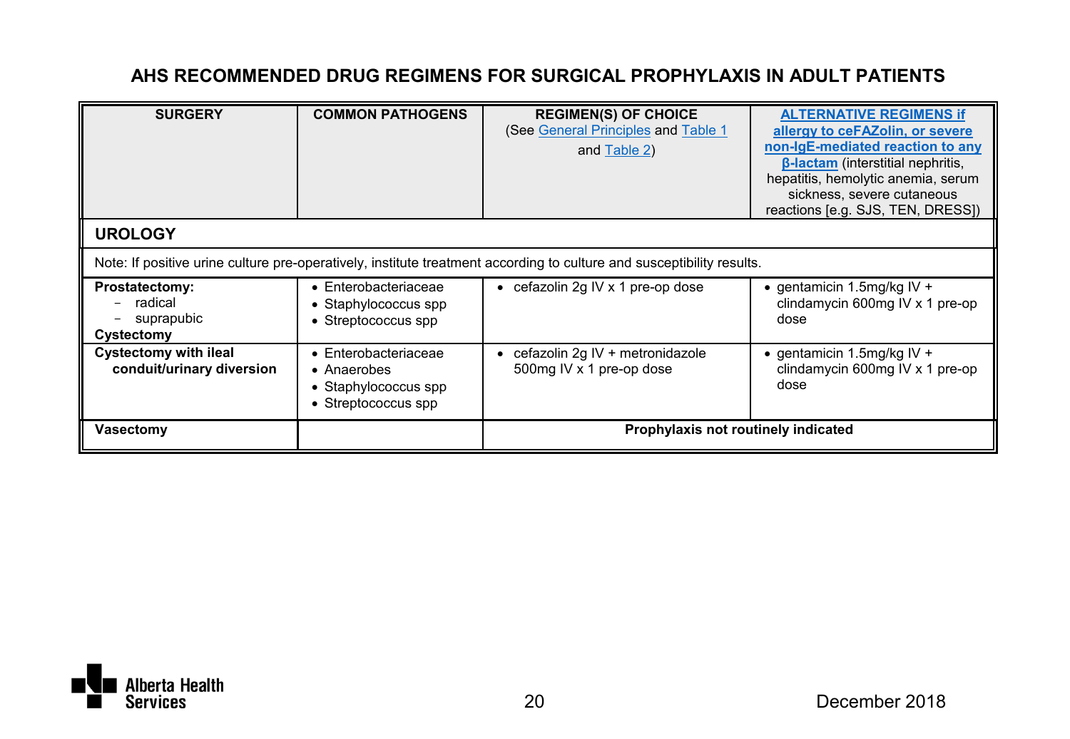## AHS RECOMMENDED DRUG REGIMENS FOR SURGICAL PROPHYLAXIS IN ADULT PATIENTS

| SURGERY | COMMON PATHOGENS | REGIMEN(S) OF CHOICE (See General Principles and Table 1 and Table 2) | ALTERNATIVE REGIMENS if allergy to ceFAZolin, or severe non-IgE-mediated reaction to any β-lactam (interstitial nephritis, hepatitis, hemolytic anemia, serum sickness, severe cutaneous reactions [e.g. SJS, TEN, DRESS]) |
|---|---|---|---|
| **UROLOGY** | | | |
| Note: If positive urine culture pre-operatively, institute treatment according to culture and susceptibility results. | | | |
| **Prostatectomy:** <br> – radical <br> – suprapubic <br> **Cystectomy** | • Enterobacteriaceae <br> • Staphylococcus spp <br> • Streptococcus spp | • cefazolin 2g IV x 1 pre-op dose | • gentamicin 1.5mg/kg IV + clindamycin 600mg IV x 1 pre-op dose |
| **Cystectomy with ileal conduit/urinary diversion** | • Enterobacteriaceae <br> • Anaerobes <br> • Staphylococcus spp <br> • Streptococcus spp | • cefazolin 2g IV + metronidazole 500mg IV x 1 pre-op dose | • gentamicin 1.5mg/kg IV + clindamycin 600mg IV x 1 pre-op dose |
| **Vasectomy** | | **Prophylaxis not routinely indicated** | |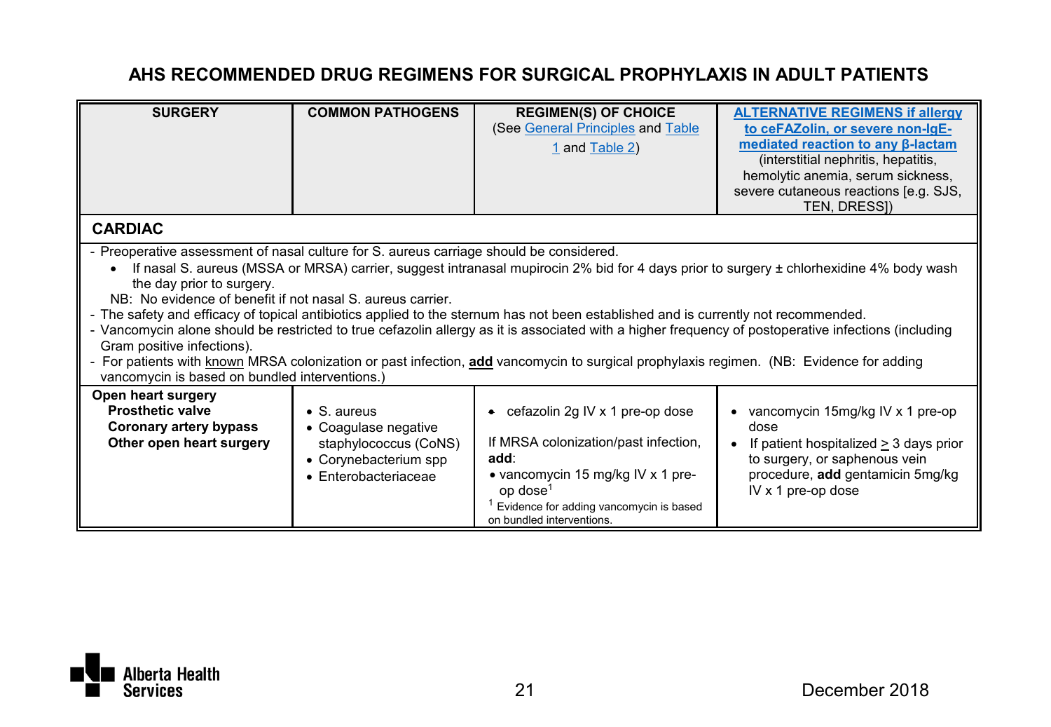## AHS RECOMMENDED DRUG REGIMENS FOR SURGICAL PROPHYLAXIS IN ADULT PATIENTS

| SURGERY | COMMON PATHOGENS | REGIMEN(S) OF CHOICE (See General Principles and Table 1 and Table 2) | ALTERNATIVE REGIMENS if allergy to ceFAZolin, or severe non-IgE-mediated reaction to any β-lactam (interstitial nephritis, hepatitis, hemolytic anemia, serum sickness, severe cutaneous reactions [e.g. SJS, TEN, DRESS]) |
|---|---|---|---|
| **CARDIAC** | | | |
| - Preoperative assessment of nasal culture for S. aureus carriage should be considered.<br>• If nasal S. aureus (MSSA or MRSA) carrier, suggest intranasal mupirocin 2% bid for 4 days prior to surgery ± chlorhexidine 4% body wash the day prior to surgery.<br>NB: No evidence of benefit if not nasal S. aureus carrier.<br>- The safety and efficacy of topical antibiotics applied to the sternum has not been established and is currently not recommended.<br>- Vancomycin alone should be restricted to true cefazolin allergy as it is associated with a higher frequency of postoperative infections (including Gram positive infections).<br>- For patients with known MRSA colonization or past infection, **add** vancomycin to surgical prophylaxis regimen. (NB: Evidence for adding vancomycin is based on bundled interventions.) | | | |
| **Open heart surgery**<br>**Prosthetic valve**<br>**Coronary artery bypass**<br>**Other open heart surgery** | • S. aureus<br>• Coagulase negative staphylococcus (CoNS)<br>• Corynebacterium spp<br>• Enterobacteriaceae | • cefazolin 2g IV x 1 pre-op dose<br><br>If MRSA colonization/past infection, **add**:<br>• vancomycin 15 mg/kg IV x 1 pre-op dose[1]<br>[1] Evidence for adding vancomycin is based on bundled interventions. | • vancomycin 15mg/kg IV x 1 pre-op dose<br>• If patient hospitalized ≥ 3 days prior to surgery, or saphenous vein procedure, **add** gentamicin 5mg/kg IV x 1 pre-op dose |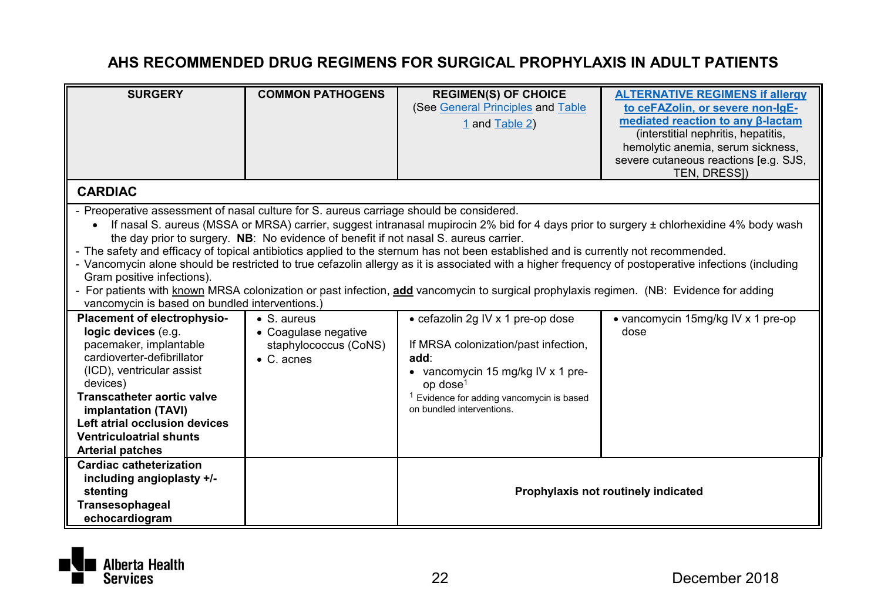# AHS RECOMMENDED DRUG REGIMENS FOR SURGICAL PROPHYLAXIS IN ADULT PATIENTS

| SURGERY | COMMON PATHOGENS | REGIMEN(S) OF CHOICE (See General Principles and Table 1 and Table 2) | ALTERNATIVE REGIMENS if allergy to ceFAZolin, or severe non-IgE-mediated reaction to any β-lactam (interstitial nephritis, hepatitis, hemolytic anemia, serum sickness, severe cutaneous reactions [e.g. SJS, TEN, DRESS]) |
|---|---|---|---|
| **CARDIAC** | | | |
| - Preoperative assessment of nasal culture for S. aureus carriage should be considered. <br>• If nasal S. aureus (MSSA or MRSA) carrier, suggest intranasal mupirocin 2% bid for 4 days prior to surgery ± chlorhexidine 4% body wash the day prior to surgery. **NB**: No evidence of benefit if not nasal S. aureus carrier. <br>- The safety and efficacy of topical antibiotics applied to the sternum has not been established and is currently not recommended. <br>- Vancomycin alone should be restricted to true cefazolin allergy as it is associated with a higher frequency of postoperative infections (including Gram positive infections). <br>- For patients with known MRSA colonization or past infection, **add** vancomycin to surgical prophylaxis regimen. (NB: Evidence for adding vancomycin is based on bundled interventions.) | | | |
| **Placement of electrophysiologic devices** (e.g. pacemaker, implantable cardioverter-defibrillator (ICD), ventricular assist devices) <br>**Transcatheter aortic valve implantation (TAVI)** <br>**Left atrial occlusion devices** <br>**Ventriculoatrial shunts** <br>**Arterial patches** | • S. aureus <br>• Coagulase negative staphylococcus (CoNS) <br>• C. acnes | • cefazolin 2g IV x 1 pre-op dose <br><br>If MRSA colonization/past infection, **add**: <br>• vancomycin 15 mg/kg IV x 1 pre-op dose[1] <br>[1] Evidence for adding vancomycin is based on bundled interventions. | • vancomycin 15mg/kg IV x 1 pre-op dose |
| **Cardiac catheterization including angioplasty +/- stenting** <br>**Transesophageal echocardiogram** | | **Prophylaxis not routinely indicated** | |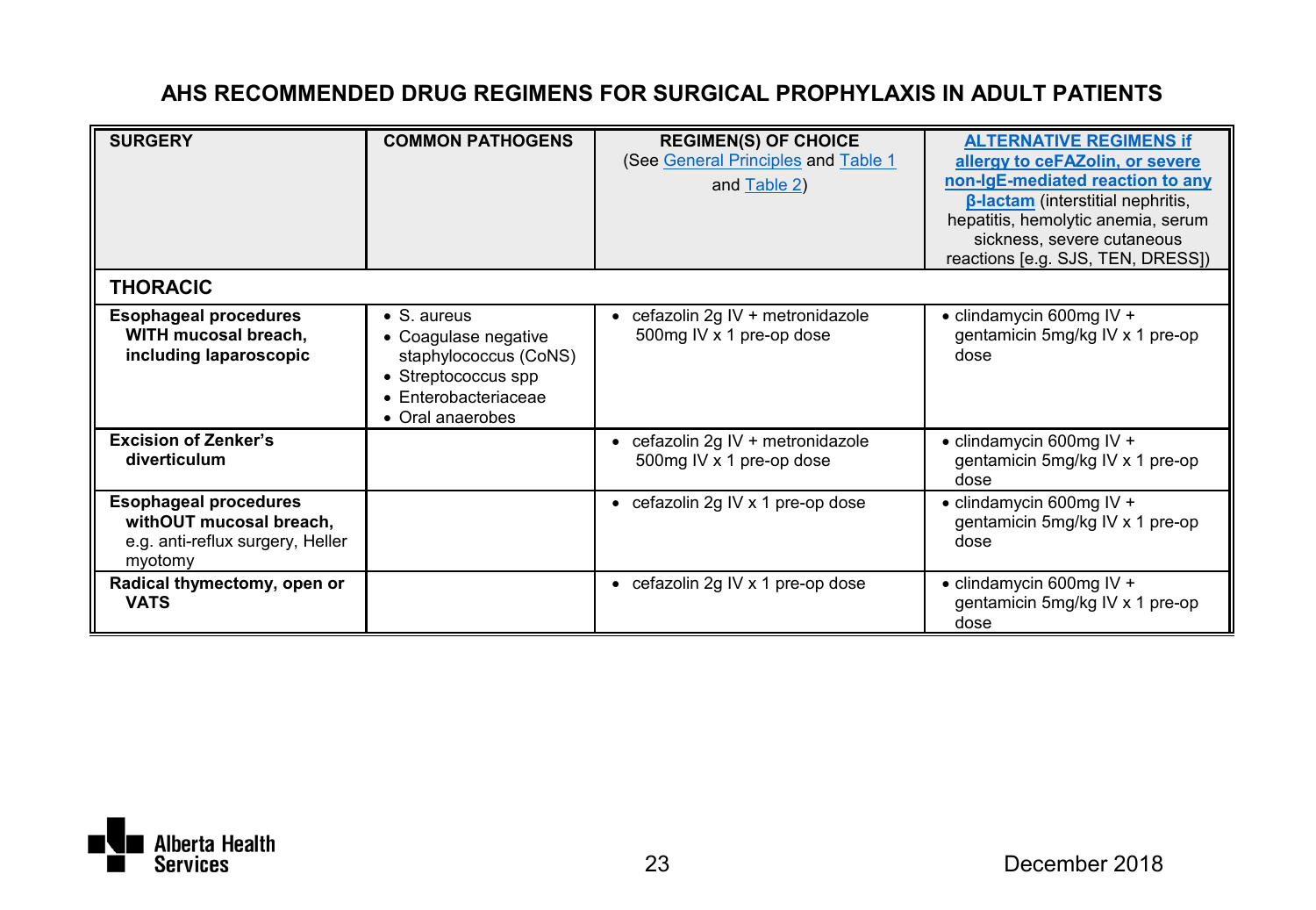# AHS RECOMMENDED DRUG REGIMENS FOR SURGICAL PROPHYLAXIS IN ADULT PATIENTS

| SURGERY | COMMON PATHOGENS | REGIMEN(S) OF CHOICE (See General Principles and Table 1 and Table 2) | ALTERNATIVE REGIMENS if allergy to ceFAZolin, or severe non-IgE-mediated reaction to any β-lactam (interstitial nephritis, hepatitis, hemolytic anemia, serum sickness, severe cutaneous reactions [e.g. SJS, TEN, DRESS]) |
|---|---|---|---|
| **THORACIC** | | | |
| **Esophageal procedures WITH mucosal breach, including laparoscopic** | • S. aureus<br>• Coagulase negative staphylococcus (CoNS)<br>• Streptococcus spp<br>• Enterobacteriaceae<br>• Oral anaerobes | • cefazolin 2g IV + metronidazole 500mg IV x 1 pre-op dose | • clindamycin 600mg IV + gentamicin 5mg/kg IV x 1 pre-op dose |
| **Excision of Zenker's diverticulum** | | • cefazolin 2g IV + metronidazole 500mg IV x 1 pre-op dose | • clindamycin 600mg IV + gentamicin 5mg/kg IV x 1 pre-op dose |
| **Esophageal procedures withOUT mucosal breach,** e.g. anti-reflux surgery, Heller myotomy | | • cefazolin 2g IV x 1 pre-op dose | • clindamycin 600mg IV + gentamicin 5mg/kg IV x 1 pre-op dose |
| **Radical thymectomy, open or VATS** | | • cefazolin 2g IV x 1 pre-op dose | • clindamycin 600mg IV + gentamicin 5mg/kg IV x 1 pre-op dose |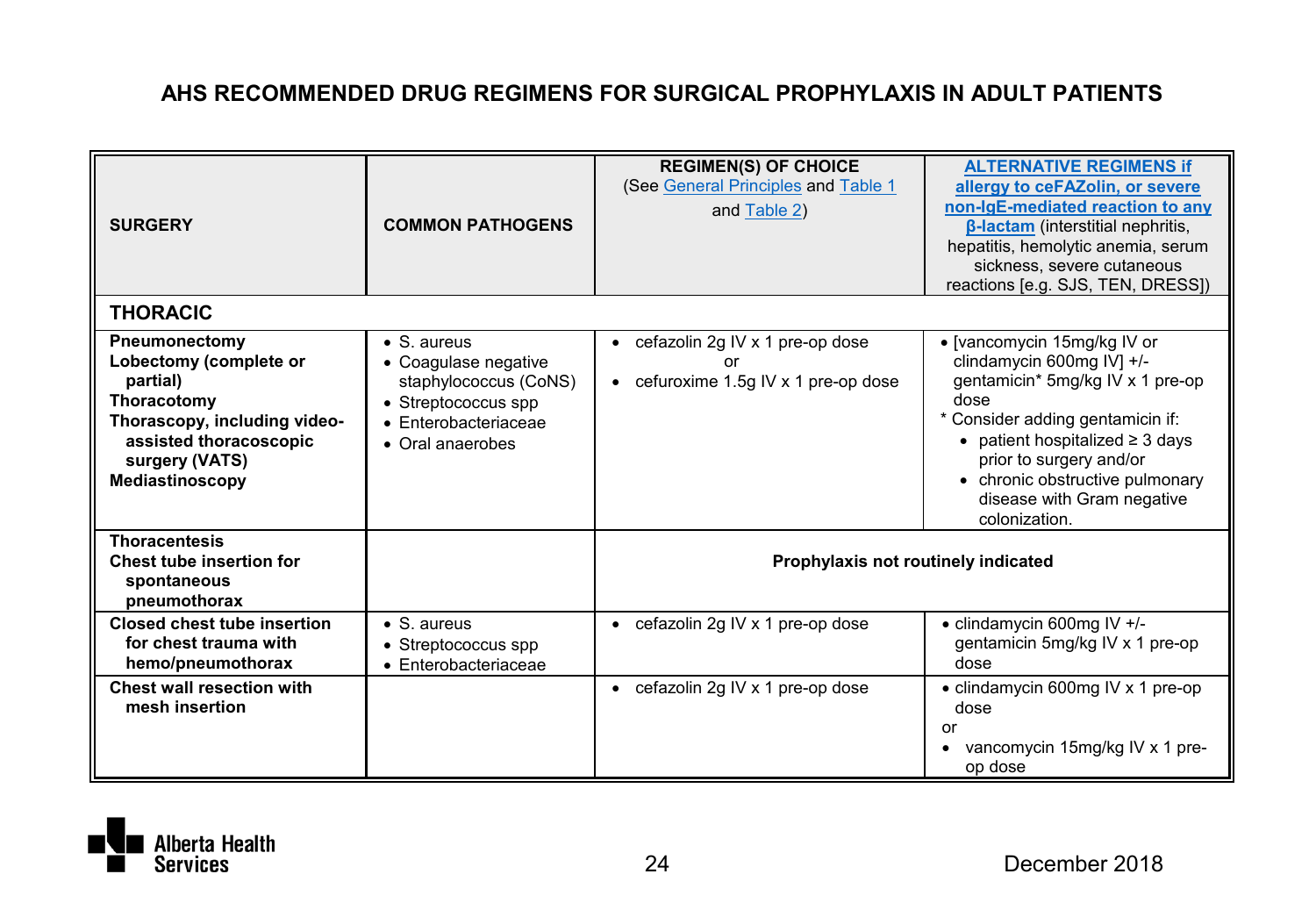## AHS RECOMMENDED DRUG REGIMENS FOR SURGICAL PROPHYLAXIS IN ADULT PATIENTS

| SURGERY | COMMON PATHOGENS | REGIMEN(S) OF CHOICE (See General Principles and Table 1 and Table 2) | ALTERNATIVE REGIMENS if allergy to ceFAZolin, or severe non-IgE-mediated reaction to any β-lactam (interstitial nephritis, hepatitis, hemolytic anemia, serum sickness, severe cutaneous reactions [e.g. SJS, TEN, DRESS]) |
|---|---|---|---|
| **THORACIC** | | | |
| **Pneumonectomy**<br>**Lobectomy (complete or partial)**<br>**Thoracotomy**<br>**Thorascopy, including video-assisted thoracoscopic surgery (VATS)**<br>**Mediastinoscopy** | • S. aureus<br>• Coagulase negative staphylococcus (CoNS)<br>• Streptococcus spp<br>• Enterobacteriaceae<br>• Oral anaerobes | • cefazolin 2g IV x 1 pre-op dose<br>or<br>• cefuroxime 1.5g IV x 1 pre-op dose | • [vancomycin 15mg/kg IV or clindamycin 600mg IV] +/- gentamicin* 5mg/kg IV x 1 pre-op dose<br>* Consider adding gentamicin if:<br>• patient hospitalized ≥ 3 days prior to surgery and/or<br>• chronic obstructive pulmonary disease with Gram negative colonization. |
| **Thoracentesis**<br>**Chest tube insertion for spontaneous pneumothorax** | | **Prophylaxis not routinely indicated** | |
| **Closed chest tube insertion for chest trauma with hemo/pneumothorax** | • S. aureus<br>• Streptococcus spp<br>• Enterobacteriaceae | • cefazolin 2g IV x 1 pre-op dose | • clindamycin 600mg IV +/- gentamicin 5mg/kg IV x 1 pre-op dose |
| **Chest wall resection with mesh insertion** | | • cefazolin 2g IV x 1 pre-op dose | • clindamycin 600mg IV x 1 pre-op dose<br>or<br>• vancomycin 15mg/kg IV x 1 pre-op dose |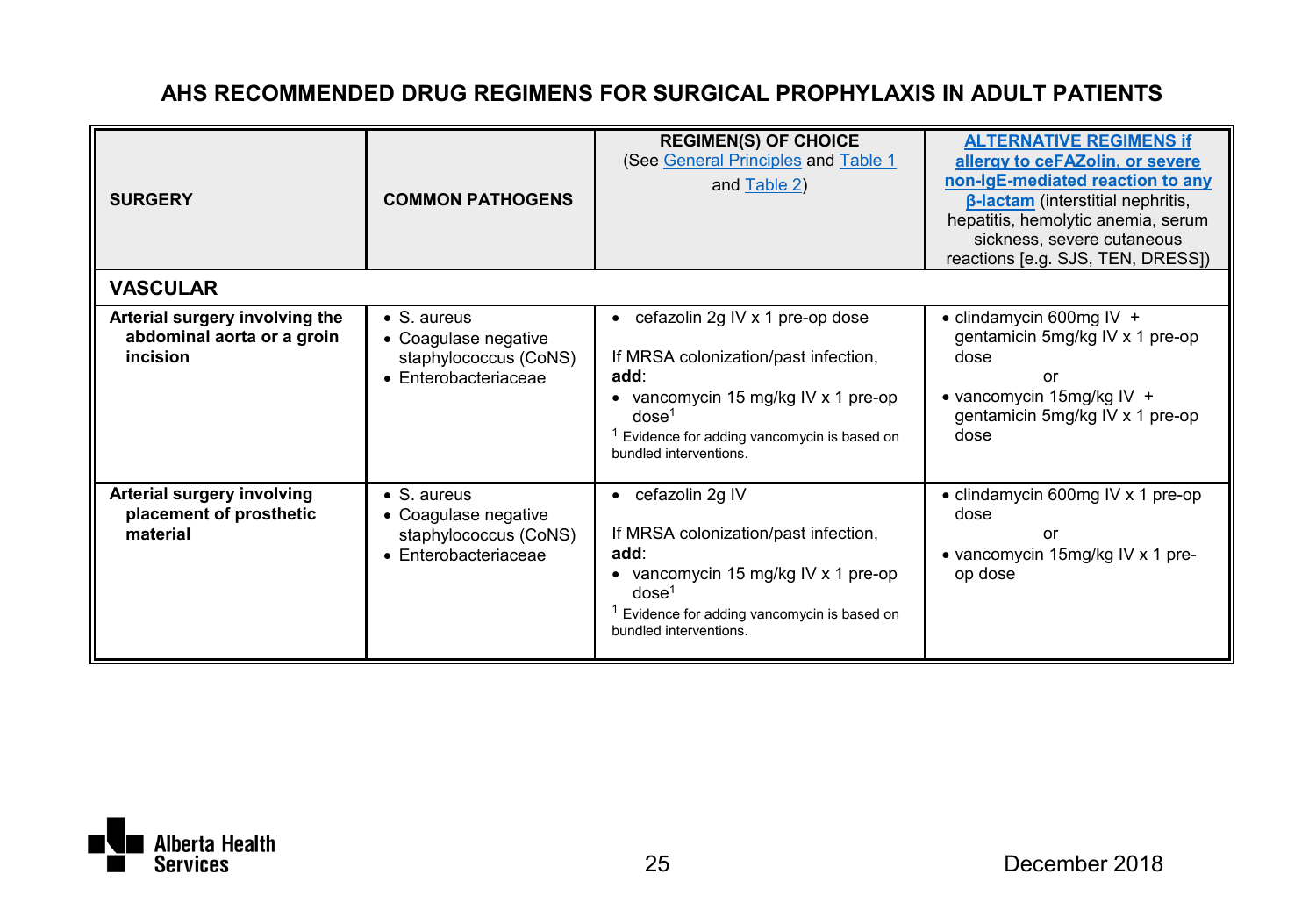# AHS RECOMMENDED DRUG REGIMENS FOR SURGICAL PROPHYLAXIS IN ADULT PATIENTS

| SURGERY | COMMON PATHOGENS | REGIMEN(S) OF CHOICE (See General Principles and Table 1 and Table 2) | ALTERNATIVE REGIMENS if allergy to ceFAZolin, or severe non-IgE-mediated reaction to any β-lactam (interstitial nephritis, hepatitis, hemolytic anemia, serum sickness, severe cutaneous reactions [e.g. SJS, TEN, DRESS]) |
|---|---|---|---|
| **VASCULAR** | | | |
| **Arterial surgery involving the abdominal aorta or a groin incision** | • S. aureus<br>• Coagulase negative staphylococcus (CoNS)<br>• Enterobacteriaceae | • cefazolin 2g IV x 1 pre-op dose<br><br>If MRSA colonization/past infection, **add**:<br>• vancomycin 15 mg/kg IV x 1 pre-op dose[1]<br>[1] Evidence for adding vancomycin is based on bundled interventions. | • clindamycin 600mg IV + gentamicin 5mg/kg IV x 1 pre-op dose<br>or<br>• vancomycin 15mg/kg IV + gentamicin 5mg/kg IV x 1 pre-op dose |
| **Arterial surgery involving placement of prosthetic material** | • S. aureus<br>• Coagulase negative staphylococcus (CoNS)<br>• Enterobacteriaceae | • cefazolin 2g IV<br><br>If MRSA colonization/past infection, **add**:<br>• vancomycin 15 mg/kg IV x 1 pre-op dose[1]<br>[1] Evidence for adding vancomycin is based on bundled interventions. | • clindamycin 600mg IV x 1 pre-op dose<br>or<br>• vancomycin 15mg/kg IV x 1 pre-op dose |

December 2018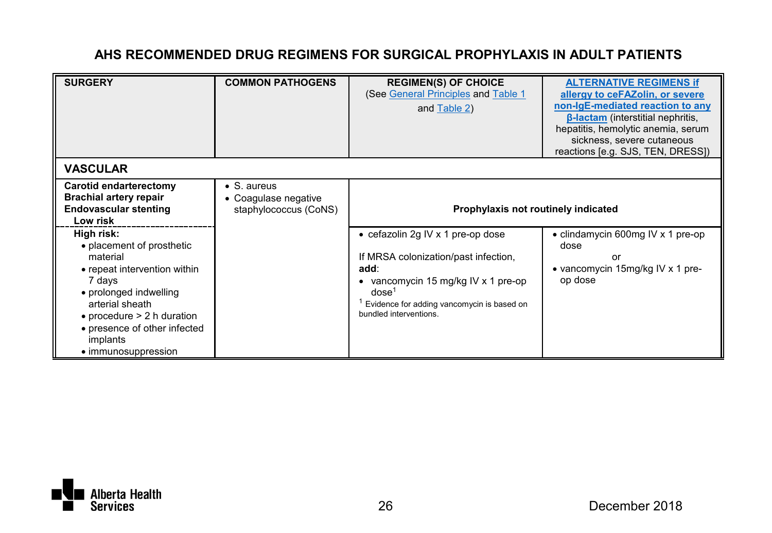## AHS RECOMMENDED DRUG REGIMENS FOR SURGICAL PROPHYLAXIS IN ADULT PATIENTS

| SURGERY | COMMON PATHOGENS | REGIMEN(S) OF CHOICE (See General Principles and Table 1 and Table 2) | ALTERNATIVE REGIMENS if allergy to ceFAZolin, or severe non-IgE-mediated reaction to any β-lactam (interstitial nephritis, hepatitis, hemolytic anemia, serum sickness, severe cutaneous reactions [e.g. SJS, TEN, DRESS]) |
|---|---|---|---|
| **VASCULAR** | | | |
| **Carotid endarterectomy**<br>**Brachial artery repair**<br>**Endovascular stenting**<br>**Low risk** | • S. aureus<br>• Coagulase negative staphylococcus (CoNS) | **Prophylaxis not routinely indicated** | |
| **High risk:**<br>• placement of prosthetic material<br>• repeat intervention within 7 days<br>• prolonged indwelling arterial sheath<br>• procedure > 2 h duration<br>• presence of other infected implants<br>• immunosuppression | | • cefazolin 2g IV x 1 pre-op dose<br><br>If MRSA colonization/past infection, **add**:<br>• vancomycin 15 mg/kg IV x 1 pre-op dose[1]<br><br>[1] Evidence for adding vancomycin is based on bundled interventions. | • clindamycin 600mg IV x 1 pre-op dose<br>or<br>• vancomycin 15mg/kg IV x 1 pre-op dose |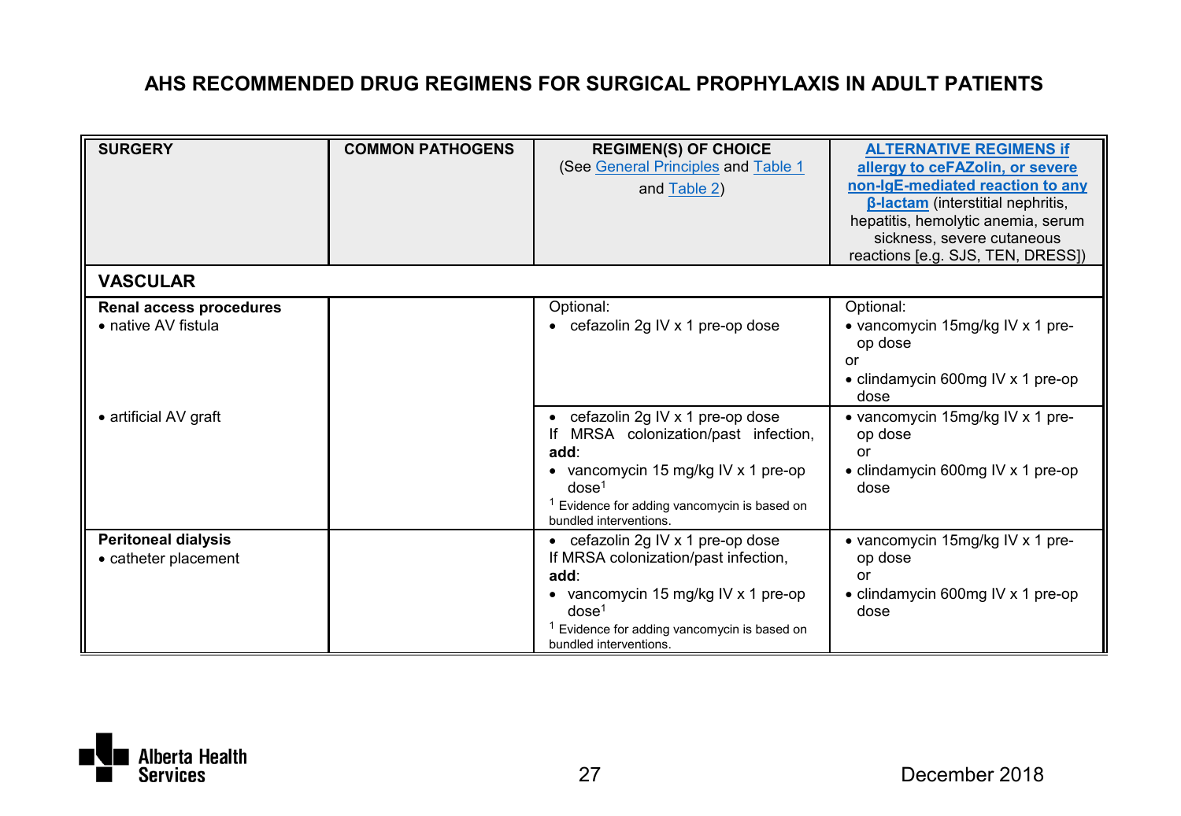## AHS RECOMMENDED DRUG REGIMENS FOR SURGICAL PROPHYLAXIS IN ADULT PATIENTS

| SURGERY | COMMON PATHOGENS | REGIMEN(S) OF CHOICE (See General Principles and Table 1 and Table 2) | ALTERNATIVE REGIMENS if allergy to ceFAZolin, or severe non-IgE-mediated reaction to any β-lactam (interstitial nephritis, hepatitis, hemolytic anemia, serum sickness, severe cutaneous reactions [e.g. SJS, TEN, DRESS]) |
|---|---|---|---|
| **VASCULAR** | | | |
| **Renal access procedures**<br>• native AV fistula | | Optional:<br>• cefazolin 2g IV x 1 pre-op dose | Optional:<br>• vancomycin 15mg/kg IV x 1 pre-op dose<br>or<br>• clindamycin 600mg IV x 1 pre-op dose |
| • artificial AV graft | | • cefazolin 2g IV x 1 pre-op dose<br>If MRSA colonization/past infection, **add**:<br>• vancomycin 15 mg/kg IV x 1 pre-op dose[1]<br>[1] Evidence for adding vancomycin is based on bundled interventions. | • vancomycin 15mg/kg IV x 1 pre-op dose<br>or<br>• clindamycin 600mg IV x 1 pre-op dose |
| **Peritoneal dialysis**<br>• catheter placement | | • cefazolin 2g IV x 1 pre-op dose<br>If MRSA colonization/past infection, **add**:<br>• vancomycin 15 mg/kg IV x 1 pre-op dose[1]<br>[1] Evidence for adding vancomycin is based on bundled interventions. | • vancomycin 15mg/kg IV x 1 pre-op dose<br>or<br>• clindamycin 600mg IV x 1 pre-op dose |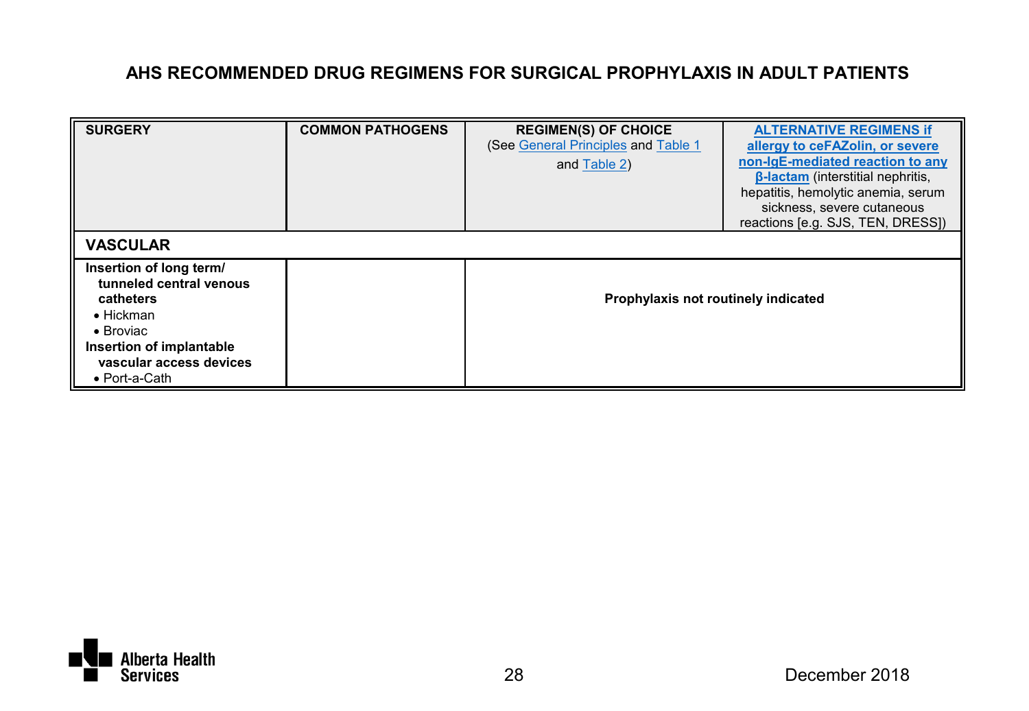# AHS RECOMMENDED DRUG REGIMENS FOR SURGICAL PROPHYLAXIS IN ADULT PATIENTS

| SURGERY | COMMON PATHOGENS | REGIMEN(S) OF CHOICE (See General Principles and Table 1 and Table 2) | ALTERNATIVE REGIMENS if allergy to ceFAZolin, or severe non-IgE-mediated reaction to any β-lactam (interstitial nephritis, hepatitis, hemolytic anemia, serum sickness, severe cutaneous reactions [e.g. SJS, TEN, DRESS]) |
|---|---|---|---|
| **VASCULAR** | | | |
| **Insertion of long term/ tunneled central venous catheters**<br>• Hickman<br>• Broviac<br>**Insertion of implantable vascular access devices**<br>• Port-a-Cath | | **Prophylaxis not routinely indicated** | |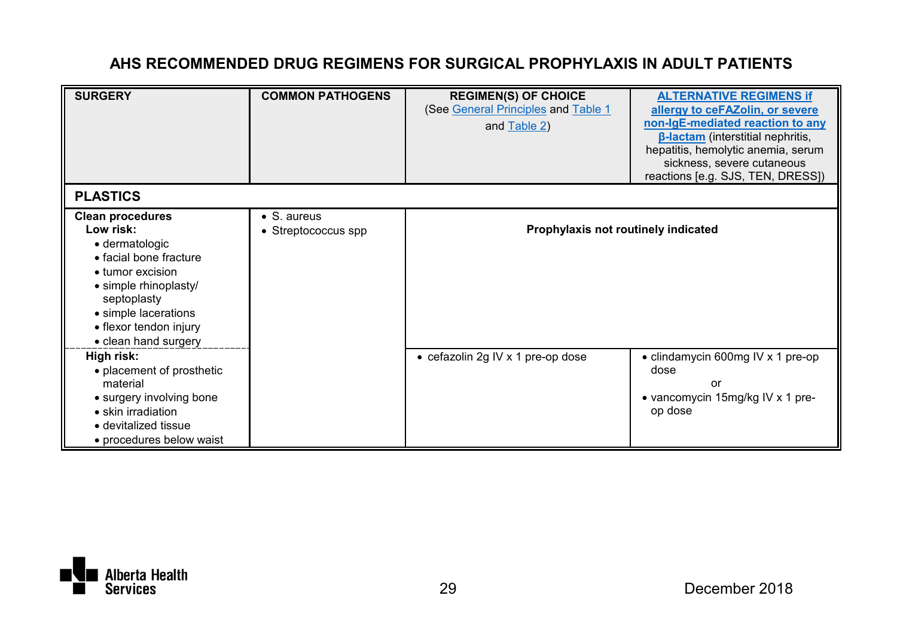# AHS RECOMMENDED DRUG REGIMENS FOR SURGICAL PROPHYLAXIS IN ADULT PATIENTS

| SURGERY | COMMON PATHOGENS | REGIMEN(S) OF CHOICE (See General Principles and Table 1 and Table 2) | ALTERNATIVE REGIMENS if allergy to ceFAZolin, or severe non-IgE-mediated reaction to any β-lactam (interstitial nephritis, hepatitis, hemolytic anemia, serum sickness, severe cutaneous reactions [e.g. SJS, TEN, DRESS]) |
|---|---|---|---|
| **PLASTICS** | | | |
| **Clean procedures**<br>**Low risk:**<br>• dermatologic<br>• facial bone fracture<br>• tumor excision<br>• simple rhinoplasty/ septoplasty<br>• simple lacerations<br>• flexor tendon injury<br>• clean hand surgery | • S. aureus<br>• Streptococcus spp | **Prophylaxis not routinely indicated** | |
| **High risk:**<br>• placement of prosthetic material<br>• surgery involving bone<br>• skin irradiation<br>• devitalized tissue<br>• procedures below waist | | • cefazolin 2g IV x 1 pre-op dose | • clindamycin 600mg IV x 1 pre-op dose<br>or<br>• vancomycin 15mg/kg IV x 1 pre-op dose |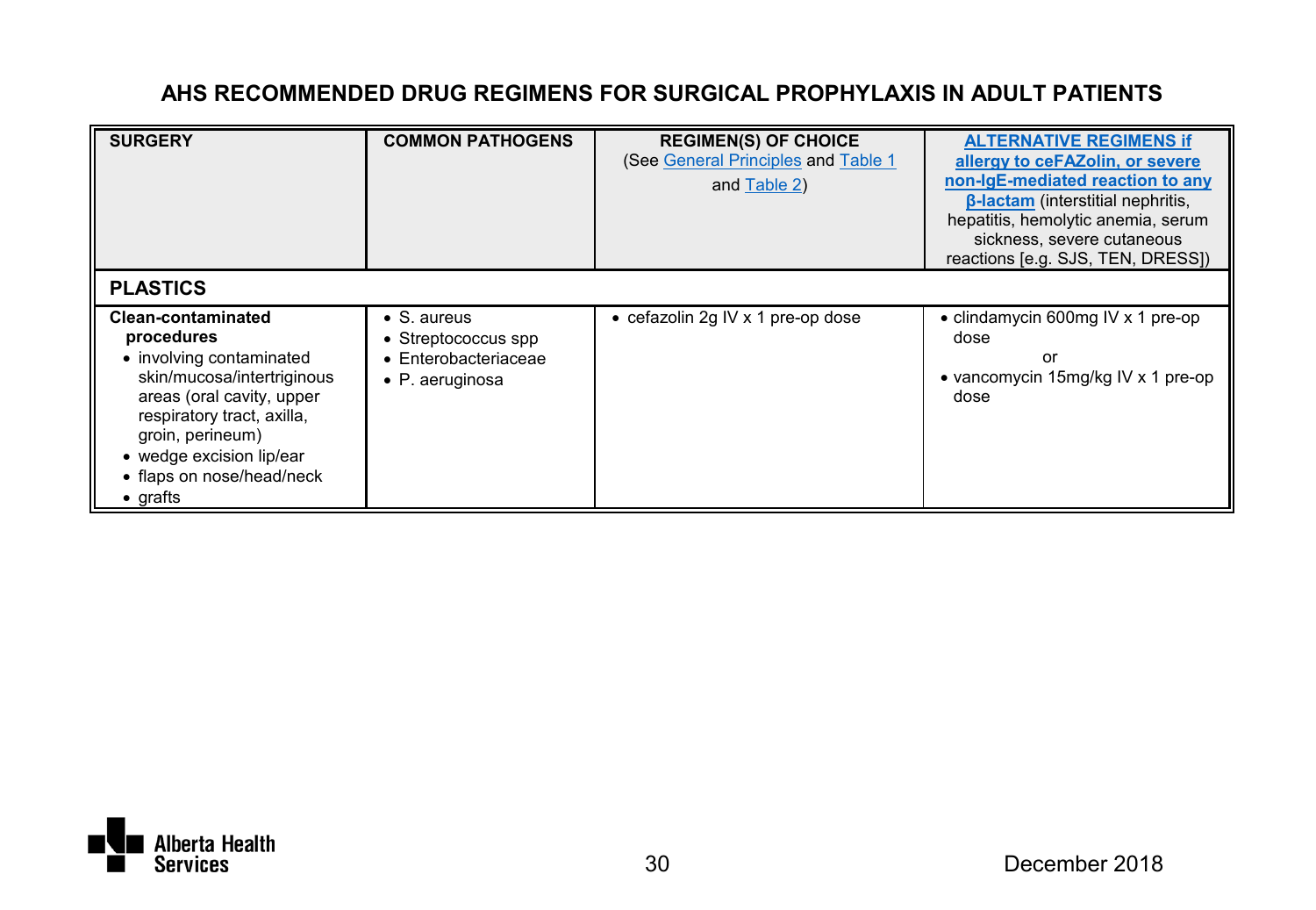## AHS RECOMMENDED DRUG REGIMENS FOR SURGICAL PROPHYLAXIS IN ADULT PATIENTS

| SURGERY | COMMON PATHOGENS | REGIMEN(S) OF CHOICE (See General Principles and Table 1 and Table 2) | ALTERNATIVE REGIMENS if allergy to ceFAZolin, or severe non-IgE-mediated reaction to any β-lactam (interstitial nephritis, hepatitis, hemolytic anemia, serum sickness, severe cutaneous reactions [e.g. SJS, TEN, DRESS]) |
|---|---|---|---|
| **PLASTICS** | | | |
| **Clean-contaminated procedures**<br>• involving contaminated skin/mucosa/intertriginous areas (oral cavity, upper respiratory tract, axilla, groin, perineum)<br>• wedge excision lip/ear<br>• flaps on nose/head/neck<br>• grafts | • S. aureus<br>• Streptococcus spp<br>• Enterobacteriaceae<br>• P. aeruginosa | • cefazolin 2g IV x 1 pre-op dose | • clindamycin 600mg IV x 1 pre-op dose<br>or<br>• vancomycin 15mg/kg IV x 1 pre-op dose |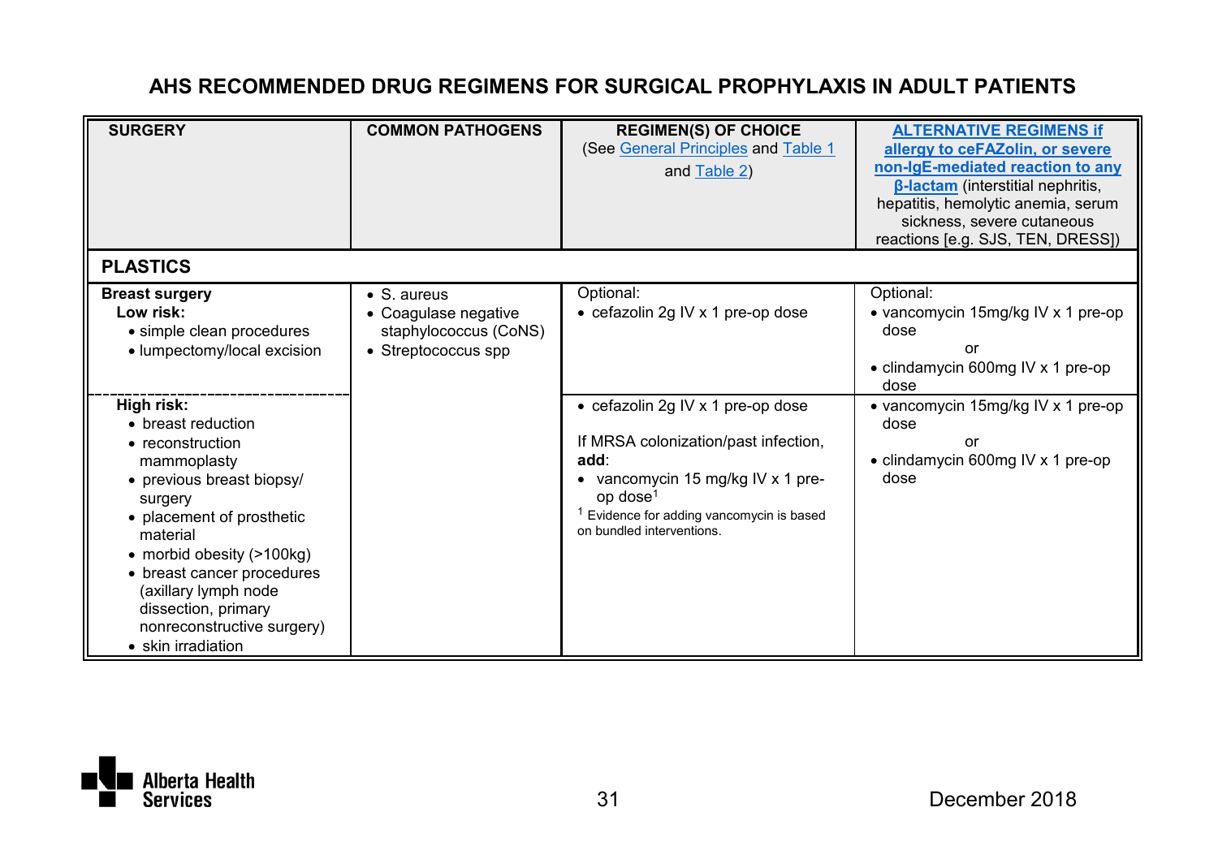# AHS RECOMMENDED DRUG REGIMENS FOR SURGICAL PROPHYLAXIS IN ADULT PATIENTS

| SURGERY | COMMON PATHOGENS | REGIMEN(S) OF CHOICE (See General Principles and Table 1 and Table 2) | ALTERNATIVE REGIMENS if allergy to ceFAZolin, or severe non-IgE-mediated reaction to any β-lactam (interstitial nephritis, hepatitis, hemolytic anemia, serum sickness, severe cutaneous reactions [e.g. SJS, TEN, DRESS]) |
|---|---|---|---|
| **PLASTICS** | | | |
| **Breast surgery**<br>**Low risk:**<br>• simple clean procedures<br>• lumpectomy/local excision | • S. aureus<br>• Coagulase negative staphylococcus (CoNS)<br>• Streptococcus spp | Optional:<br>• cefazolin 2g IV x 1 pre-op dose | Optional:<br>• vancomycin 15mg/kg IV x 1 pre-op dose<br>or<br>• clindamycin 600mg IV x 1 pre-op dose |
| **High risk:**<br>• breast reduction<br>• reconstruction mammoplasty<br>• previous breast biopsy/ surgery<br>• placement of prosthetic material<br>• morbid obesity (>100kg)<br>• breast cancer procedures (axillary lymph node dissection, primary nonreconstructive surgery)<br>• skin irradiation | | • cefazolin 2g IV x 1 pre-op dose<br><br>If MRSA colonization/past infection, **add**:<br>• vancomycin 15 mg/kg IV x 1 pre-op dose[1]<br>[1] Evidence for adding vancomycin is based on bundled interventions. | • vancomycin 15mg/kg IV x 1 pre-op dose<br>or<br>• clindamycin 600mg IV x 1 pre-op dose |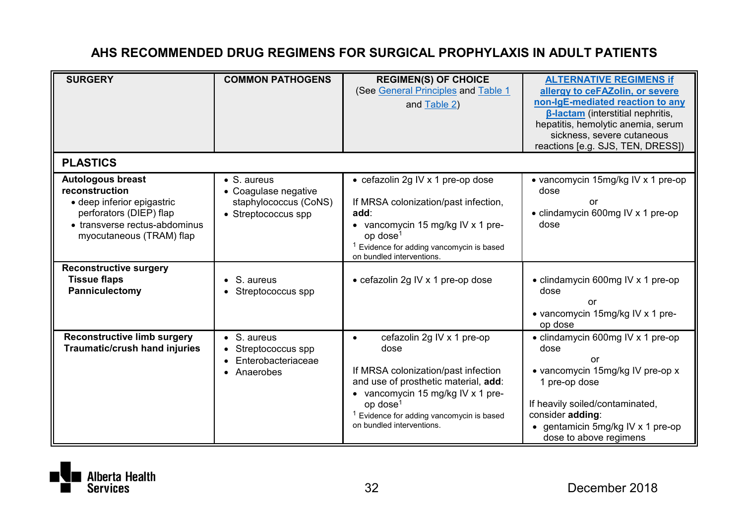# AHS RECOMMENDED DRUG REGIMENS FOR SURGICAL PROPHYLAXIS IN ADULT PATIENTS

| SURGERY | COMMON PATHOGENS | REGIMEN(S) OF CHOICE (See General Principles and Table 1 and Table 2) | ALTERNATIVE REGIMENS if allergy to ceFAZolin, or severe non-IgE-mediated reaction to any β-lactam (interstitial nephritis, hepatitis, hemolytic anemia, serum sickness, severe cutaneous reactions [e.g. SJS, TEN, DRESS]) |
|---|---|---|---|
| **PLASTICS** | | | |
| **Autologous breast reconstruction**<br>• deep inferior epigastric perforators (DIEP) flap<br>• transverse rectus-abdominus myocutaneous (TRAM) flap | • S. aureus<br>• Coagulase negative staphylococcus (CoNS)<br>• Streptococcus spp | • cefazolin 2g IV x 1 pre-op dose<br><br>If MRSA colonization/past infection, **add**:<br>• vancomycin 15 mg/kg IV x 1 pre-op dose[1]<br>[1] Evidence for adding vancomycin is based on bundled interventions. | • vancomycin 15mg/kg IV x 1 pre-op dose<br>or<br>• clindamycin 600mg IV x 1 pre-op dose |
| **Reconstructive surgery**<br>**Tissue flaps**<br>**Panniculectomy** | • S. aureus<br>• Streptococcus spp | • cefazolin 2g IV x 1 pre-op dose | • clindamycin 600mg IV x 1 pre-op dose<br>or<br>• vancomycin 15mg/kg IV x 1 pre-op dose |
| **Reconstructive limb surgery**<br>**Traumatic/crush hand injuries** | • S. aureus<br>• Streptococcus spp<br>• Enterobacteriaceae<br>• Anaerobes | • cefazolin 2g IV x 1 pre-op dose<br><br>If MRSA colonization/past infection and use of prosthetic material, **add**:<br>• vancomycin 15 mg/kg IV x 1 pre-op dose[1]<br>[1] Evidence for adding vancomycin is based on bundled interventions. | • clindamycin 600mg IV x 1 pre-op dose<br>or<br>• vancomycin 15mg/kg IV pre-op x 1 pre-op dose<br><br>If heavily soiled/contaminated, consider **adding**:<br>• gentamicin 5mg/kg IV x 1 pre-op dose to above regimens |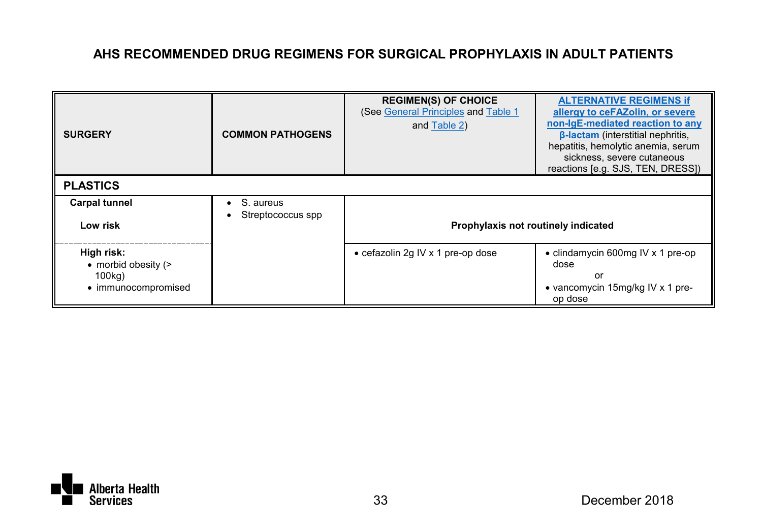# AHS RECOMMENDED DRUG REGIMENS FOR SURGICAL PROPHYLAXIS IN ADULT PATIENTS

| SURGERY | COMMON PATHOGENS | REGIMEN(S) OF CHOICE (See General Principles and Table 1 and Table 2) | ALTERNATIVE REGIMENS if allergy to ceFAZolin, or severe non-IgE-mediated reaction to any β-lactam (interstitial nephritis, hepatitis, hemolytic anemia, serum sickness, severe cutaneous reactions [e.g. SJS, TEN, DRESS]) |
|---|---|---|---|
| **PLASTICS** | | | |
| **Carpal tunnel** **Low risk** | • S. aureus<br>• Streptococcus spp | **Prophylaxis not routinely indicated** | |
| **High risk:**<br>• morbid obesity (> 100kg)<br>• immunocompromised | | • cefazolin 2g IV x 1 pre-op dose | • clindamycin 600mg IV x 1 pre-op dose<br>or<br>• vancomycin 15mg/kg IV x 1 pre-op dose |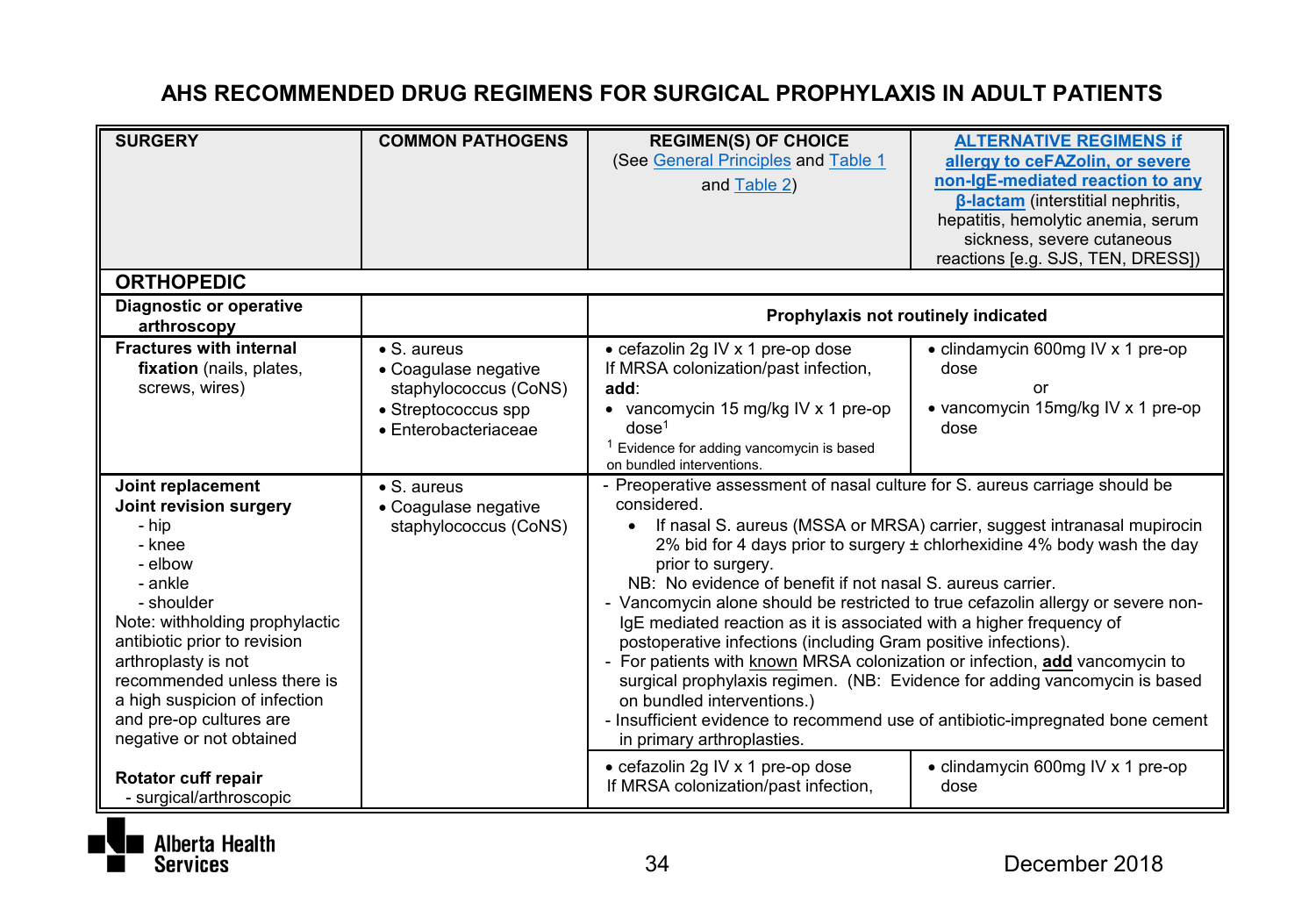# AHS RECOMMENDED DRUG REGIMENS FOR SURGICAL PROPHYLAXIS IN ADULT PATIENTS

| SURGERY | COMMON PATHOGENS | REGIMEN(S) OF CHOICE (See General Principles and Table 1 and Table 2) | ALTERNATIVE REGIMENS if allergy to ceFAZolin, or severe non-IgE-mediated reaction to any β-lactam (interstitial nephritis, hepatitis, hemolytic anemia, serum sickness, severe cutaneous reactions [e.g. SJS, TEN, DRESS]) |
|---|---|---|---|
| **ORTHOPEDIC** | | | |
| **Diagnostic or operative arthroscopy** | | **Prophylaxis not routinely indicated** | |
| **Fractures with internal fixation** (nails, plates, screws, wires) | • S. aureus<br>• Coagulase negative staphylococcus (CoNS)<br>• Streptococcus spp<br>• Enterobacteriaceae | • cefazolin 2g IV x 1 pre-op dose<br>If MRSA colonization/past infection, **add**:<br>• vancomycin 15 mg/kg IV x 1 pre-op dose[1]<br>[1] Evidence for adding vancomycin is based on bundled interventions. | • clindamycin 600mg IV x 1 pre-op dose<br>or<br>• vancomycin 15mg/kg IV x 1 pre-op dose |
| **Joint replacement**<br>**Joint revision surgery**<br>- hip<br>- knee<br>- elbow<br>- ankle<br>- shoulder<br>Note: withholding prophylactic antibiotic prior to revision arthroplasty is not recommended unless there is a high suspicion of infection and pre-op cultures are negative or not obtained | • S. aureus<br>• Coagulase negative staphylococcus (CoNS) | - Preoperative assessment of nasal culture for S. aureus carriage should be considered.<br>• If nasal S. aureus (MSSA or MRSA) carrier, suggest intranasal mupirocin 2% bid for 4 days prior to surgery ± chlorhexidine 4% body wash the day prior to surgery.<br>NB: No evidence of benefit if not nasal S. aureus carrier.<br>- Vancomycin alone should be restricted to true cefazolin allergy or severe non-IgE mediated reaction as it is associated with a higher frequency of postoperative infections (including Gram positive infections).<br>- For patients with known MRSA colonization or infection, **add** vancomycin to surgical prophylaxis regimen. (NB: Evidence for adding vancomycin is based on bundled interventions.)<br>- Insufficient evidence to recommend use of antibiotic-impregnated bone cement in primary arthroplasties. | |
| **Rotator cuff repair**<br>- surgical/arthroscopic | | • cefazolin 2g IV x 1 pre-op dose<br>If MRSA colonization/past infection, | • clindamycin 600mg IV x 1 pre-op dose |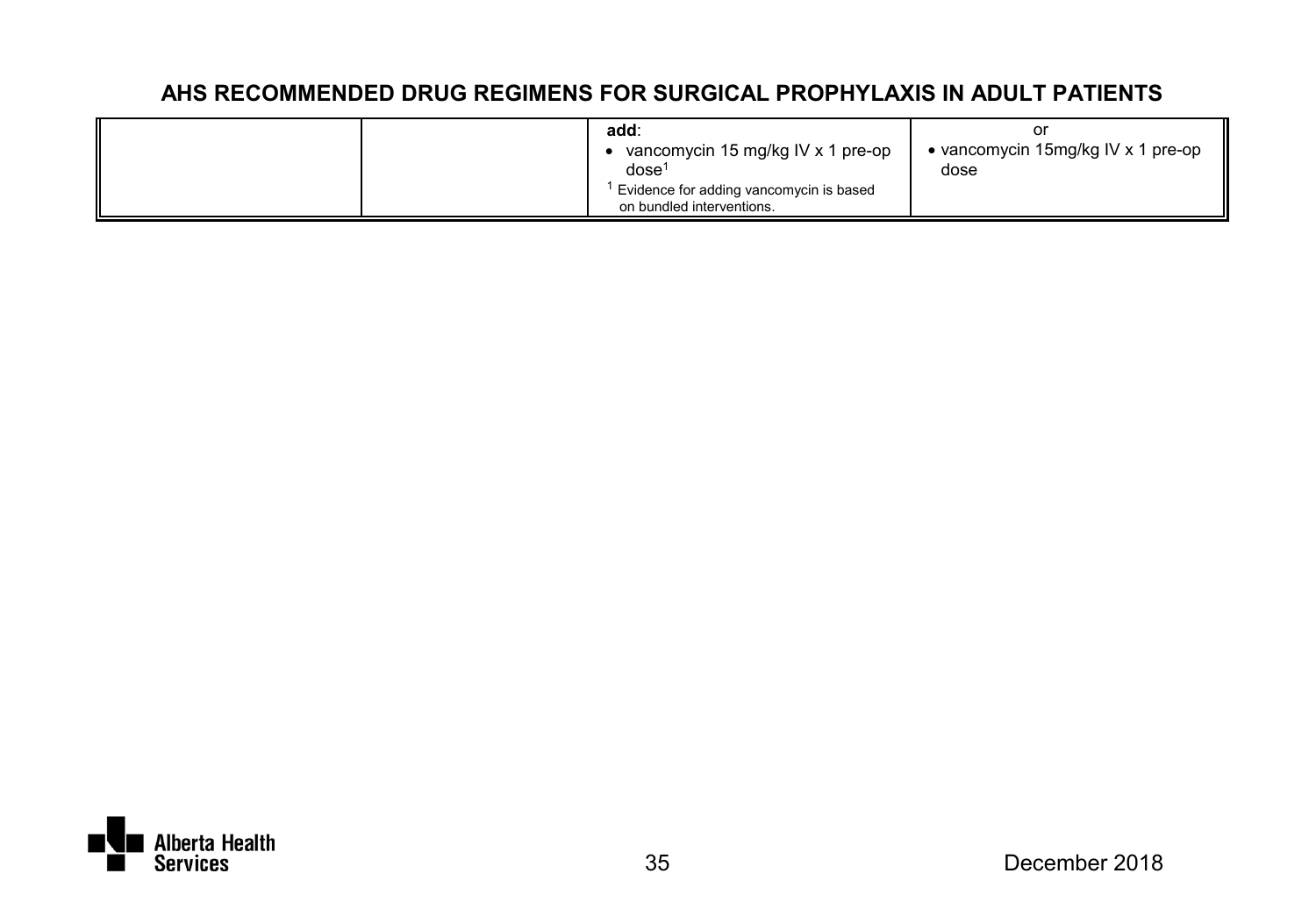# AHS RECOMMENDED DRUG REGIMENS FOR SURGICAL PROPHYLAXIS IN ADULT PATIENTS

| | | | |
|---|---|---|---|
| | | **add**:<br>• vancomycin 15 mg/kg IV x 1 pre-op dose[1]<br>[1] Evidence for adding vancomycin is based on bundled interventions. | or<br>• vancomycin 15mg/kg IV x 1 pre-op dose |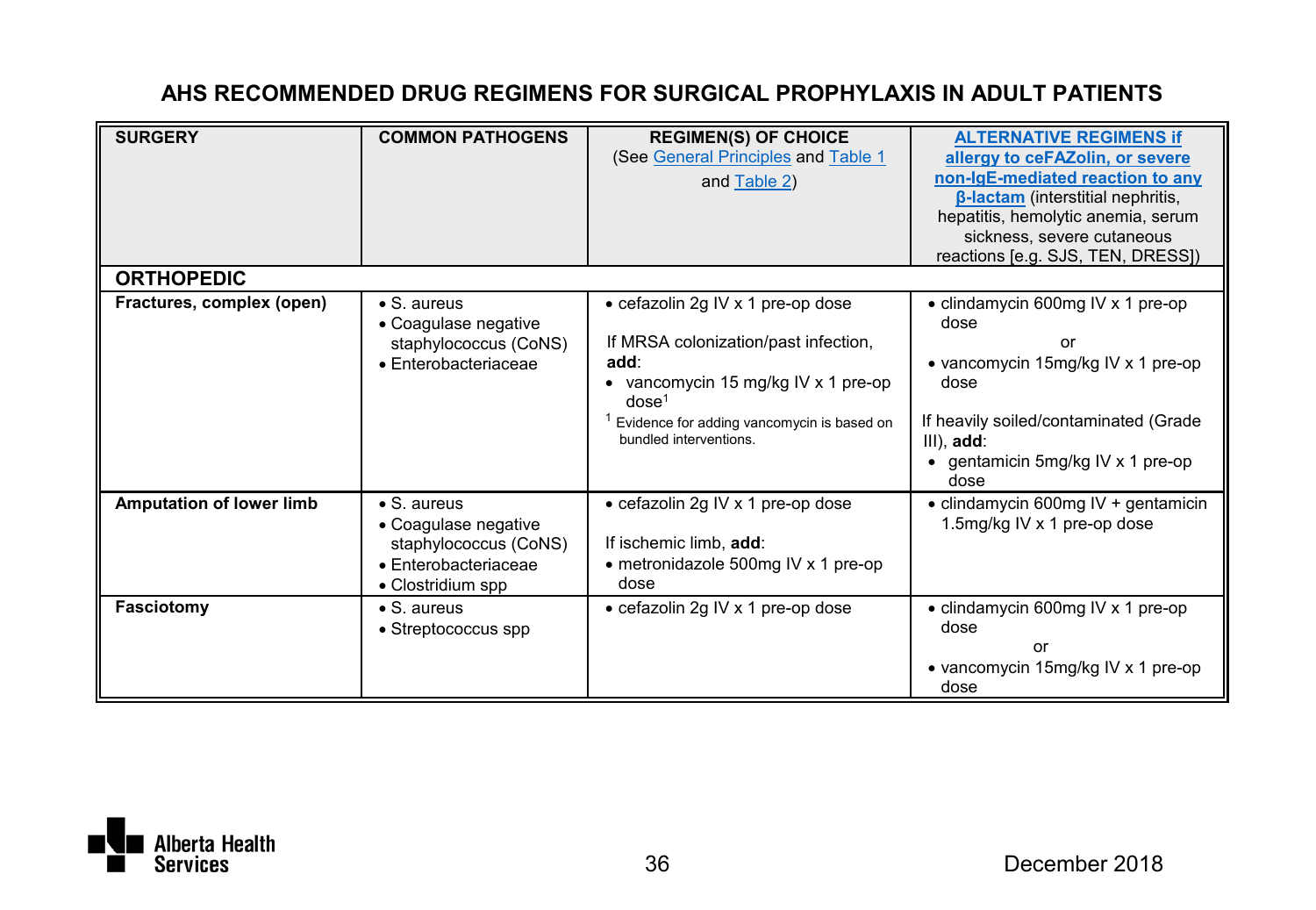## AHS RECOMMENDED DRUG REGIMENS FOR SURGICAL PROPHYLAXIS IN ADULT PATIENTS

| SURGERY | COMMON PATHOGENS | REGIMEN(S) OF CHOICE (See General Principles and Table 1 and Table 2) | ALTERNATIVE REGIMENS if allergy to ceFAZolin, or severe non-IgE-mediated reaction to any β-lactam (interstitial nephritis, hepatitis, hemolytic anemia, serum sickness, severe cutaneous reactions [e.g. SJS, TEN, DRESS]) |
|---|---|---|---|
| **ORTHOPEDIC** | | | |
| **Fractures, complex (open)** | • S. aureus<br>• Coagulase negative staphylococcus (CoNS)<br>• Enterobacteriaceae | • cefazolin 2g IV x 1 pre-op dose<br><br>If MRSA colonization/past infection, **add**:<br>• vancomycin 15 mg/kg IV x 1 pre-op dose[1]<br>[1] Evidence for adding vancomycin is based on bundled interventions. | • clindamycin 600mg IV x 1 pre-op dose<br>or<br>• vancomycin 15mg/kg IV x 1 pre-op dose<br><br>If heavily soiled/contaminated (Grade III), **add**:<br>• gentamicin 5mg/kg IV x 1 pre-op dose |
| **Amputation of lower limb** | • S. aureus<br>• Coagulase negative staphylococcus (CoNS)<br>• Enterobacteriaceae<br>• Clostridium spp | • cefazolin 2g IV x 1 pre-op dose<br><br>If ischemic limb, **add**:<br>• metronidazole 500mg IV x 1 pre-op dose | • clindamycin 600mg IV + gentamicin 1.5mg/kg IV x 1 pre-op dose |
| **Fasciotomy** | • S. aureus<br>• Streptococcus spp | • cefazolin 2g IV x 1 pre-op dose | • clindamycin 600mg IV x 1 pre-op dose<br>or<br>• vancomycin 15mg/kg IV x 1 pre-op dose |

December 2018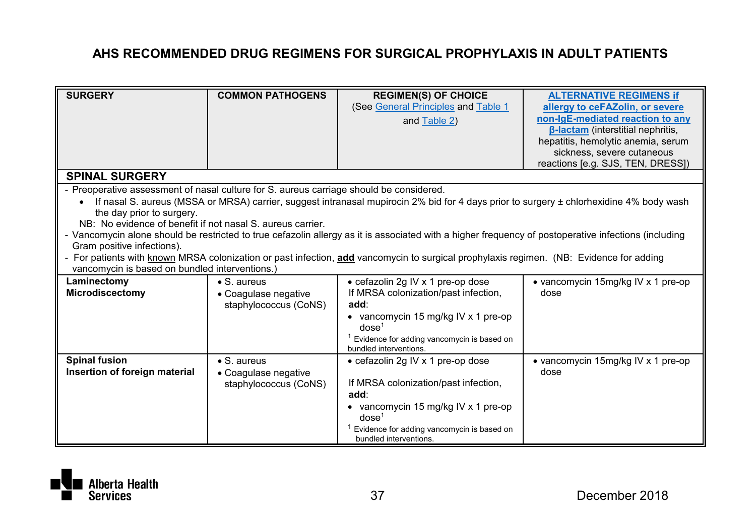# AHS RECOMMENDED DRUG REGIMENS FOR SURGICAL PROPHYLAXIS IN ADULT PATIENTS

| SURGERY | COMMON PATHOGENS | REGIMEN(S) OF CHOICE (See General Principles and Table 1 and Table 2) | ALTERNATIVE REGIMENS if allergy to ceFAZolin, or severe non-IgE-mediated reaction to any β-lactam (interstitial nephritis, hepatitis, hemolytic anemia, serum sickness, severe cutaneous reactions [e.g. SJS, TEN, DRESS]) |
|---|---|---|---|
| **SPINAL SURGERY** | | | |
| - Preoperative assessment of nasal culture for S. aureus carriage should be considered. • If nasal S. aureus (MSSA or MRSA) carrier, suggest intranasal mupirocin 2% bid for 4 days prior to surgery ± chlorhexidine 4% body wash the day prior to surgery. NB: No evidence of benefit if not nasal S. aureus carrier. - Vancomycin alone should be restricted to true cefazolin allergy as it is associated with a higher frequency of postoperative infections (including Gram positive infections). - For patients with known MRSA colonization or past infection, **add** vancomycin to surgical prophylaxis regimen. (NB: Evidence for adding vancomycin is based on bundled interventions.) | | | |
| **Laminectomy** **Microdiscectomy** | • S. aureus • Coagulase negative staphylococcus (CoNS) | • cefazolin 2g IV x 1 pre-op dose If MRSA colonization/past infection, **add**: • vancomycin 15 mg/kg IV x 1 pre-op dose[1] [1] Evidence for adding vancomycin is based on bundled interventions. | • vancomycin 15mg/kg IV x 1 pre-op dose |
| **Spinal fusion** **Insertion of foreign material** | • S. aureus • Coagulase negative staphylococcus (CoNS) | • cefazolin 2g IV x 1 pre-op dose If MRSA colonization/past infection, **add**: • vancomycin 15 mg/kg IV x 1 pre-op dose[1] [1] Evidence for adding vancomycin is based on bundled interventions. | • vancomycin 15mg/kg IV x 1 pre-op dose |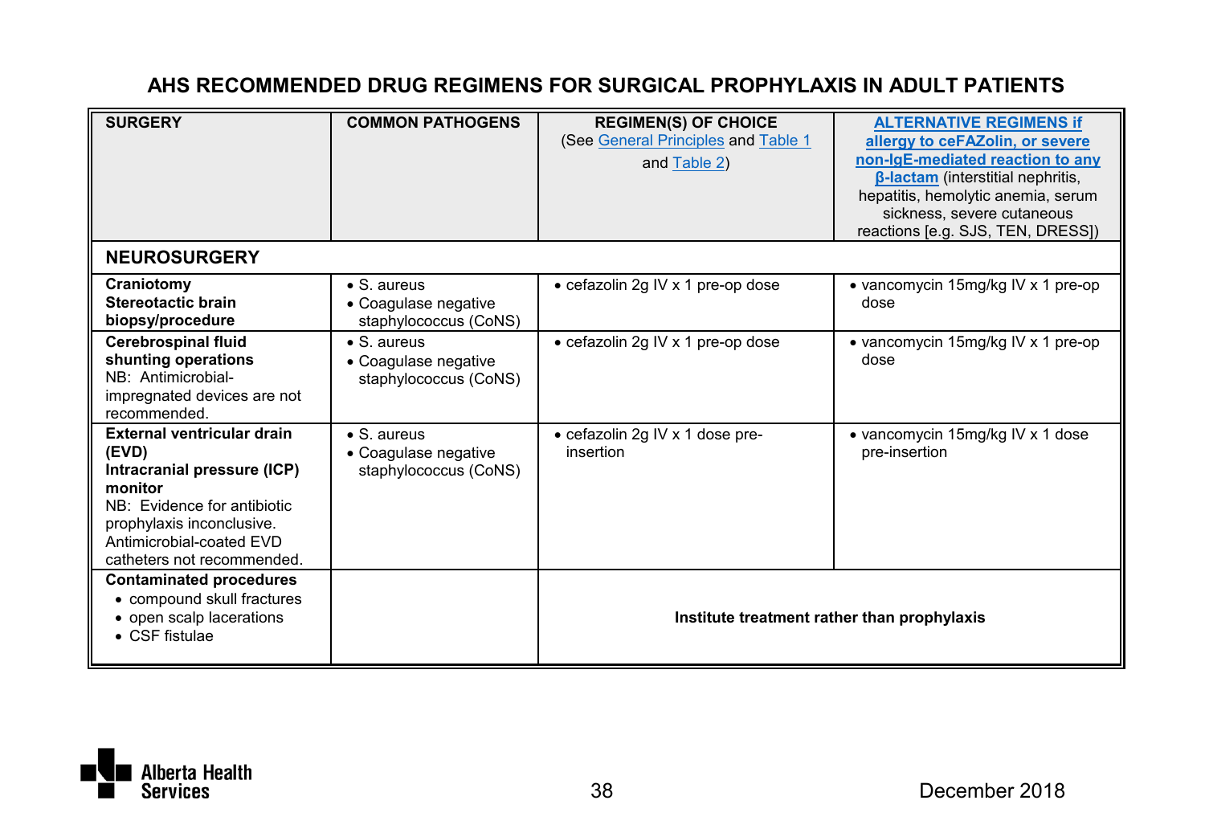# AHS RECOMMENDED DRUG REGIMENS FOR SURGICAL PROPHYLAXIS IN ADULT PATIENTS

| SURGERY | COMMON PATHOGENS | REGIMEN(S) OF CHOICE (See General Principles and Table 1 and Table 2) | ALTERNATIVE REGIMENS if allergy to ceFAZolin, or severe non-IgE-mediated reaction to any β-lactam (interstitial nephritis, hepatitis, hemolytic anemia, serum sickness, severe cutaneous reactions [e.g. SJS, TEN, DRESS]) |
|---|---|---|---|
| **NEUROSURGERY** | | | |
| **Craniotomy**<br>**Stereotactic brain biopsy/procedure** | • S. aureus<br>• Coagulase negative staphylococcus (CoNS) | • cefazolin 2g IV x 1 pre-op dose | • vancomycin 15mg/kg IV x 1 pre-op dose |
| **Cerebrospinal fluid shunting operations**<br>NB: Antimicrobial-impregnated devices are not recommended. | • S. aureus<br>• Coagulase negative staphylococcus (CoNS) | • cefazolin 2g IV x 1 pre-op dose | • vancomycin 15mg/kg IV x 1 pre-op dose |
| **External ventricular drain (EVD)**<br>**Intracranial pressure (ICP) monitor**<br>NB: Evidence for antibiotic prophylaxis inconclusive. Antimicrobial-coated EVD catheters not recommended. | • S. aureus<br>• Coagulase negative staphylococcus (CoNS) | • cefazolin 2g IV x 1 dose pre-insertion | • vancomycin 15mg/kg IV x 1 dose pre-insertion |
| **Contaminated procedures**<br>• compound skull fractures<br>• open scalp lacerations<br>• CSF fistulae | | **Institute treatment rather than prophylaxis** | |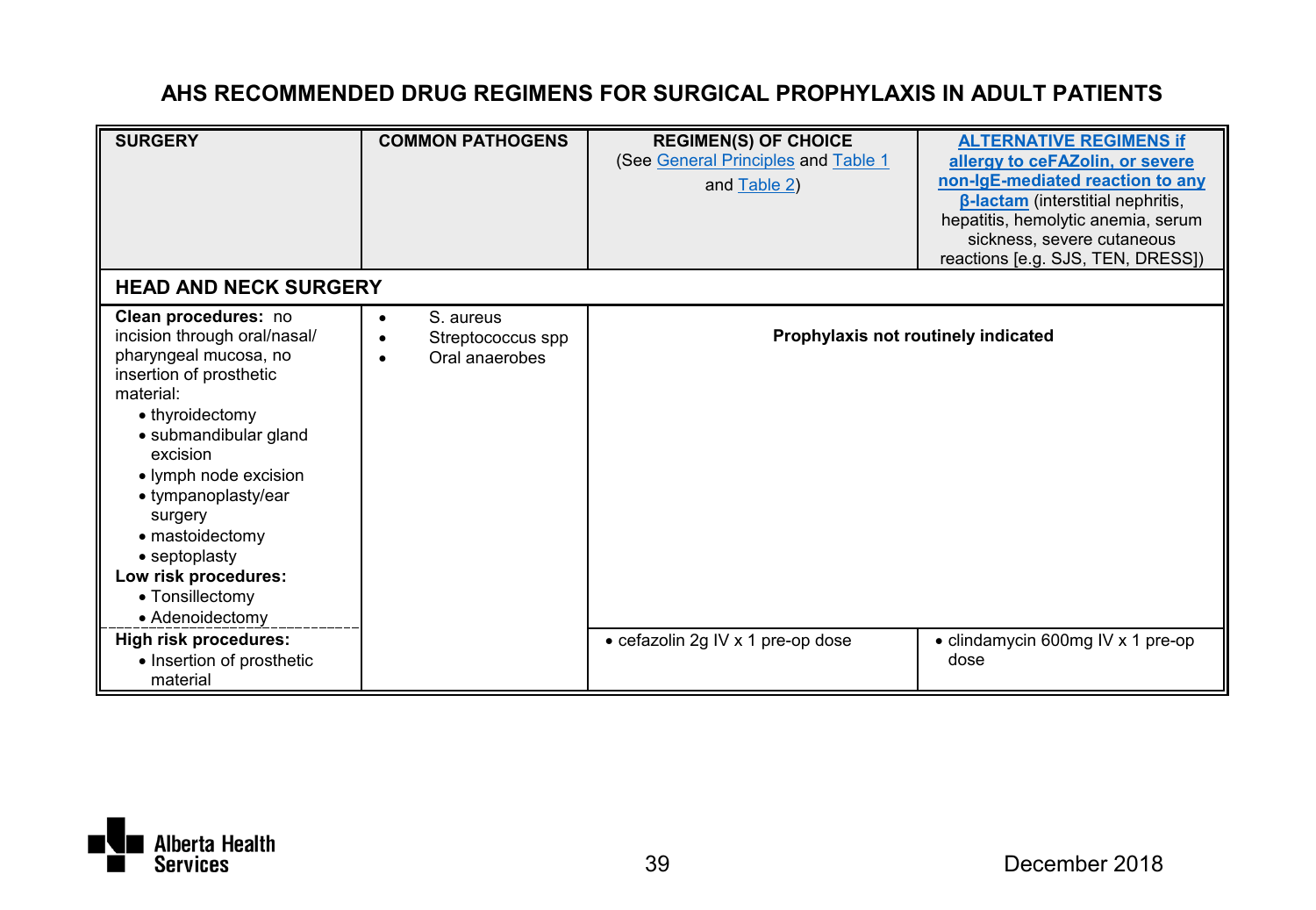# AHS RECOMMENDED DRUG REGIMENS FOR SURGICAL PROPHYLAXIS IN ADULT PATIENTS

| SURGERY | COMMON PATHOGENS | REGIMEN(S) OF CHOICE (See General Principles and Table 1 and Table 2) | ALTERNATIVE REGIMENS if allergy to ceFAZolin, or severe non-IgE-mediated reaction to any β-lactam (interstitial nephritis, hepatitis, hemolytic anemia, serum sickness, severe cutaneous reactions [e.g. SJS, TEN, DRESS]) |
|---|---|---|---|
| **HEAD AND NECK SURGERY** | | | |
| **Clean procedures:** no incision through oral/nasal/ pharyngeal mucosa, no insertion of prosthetic material:<br>• thyroidectomy<br>• submandibular gland excision<br>• lymph node excision<br>• tympanoplasty/ear surgery<br>• mastoidectomy<br>• septoplasty<br>**Low risk procedures:**<br>• Tonsillectomy<br>• Adenoidectomy | • S. aureus<br>• Streptococcus spp<br>• Oral anaerobes | **Prophylaxis not routinely indicated** | |
| **High risk procedures:**<br>• Insertion of prosthetic material | | • cefazolin 2g IV x 1 pre-op dose | • clindamycin 600mg IV x 1 pre-op dose |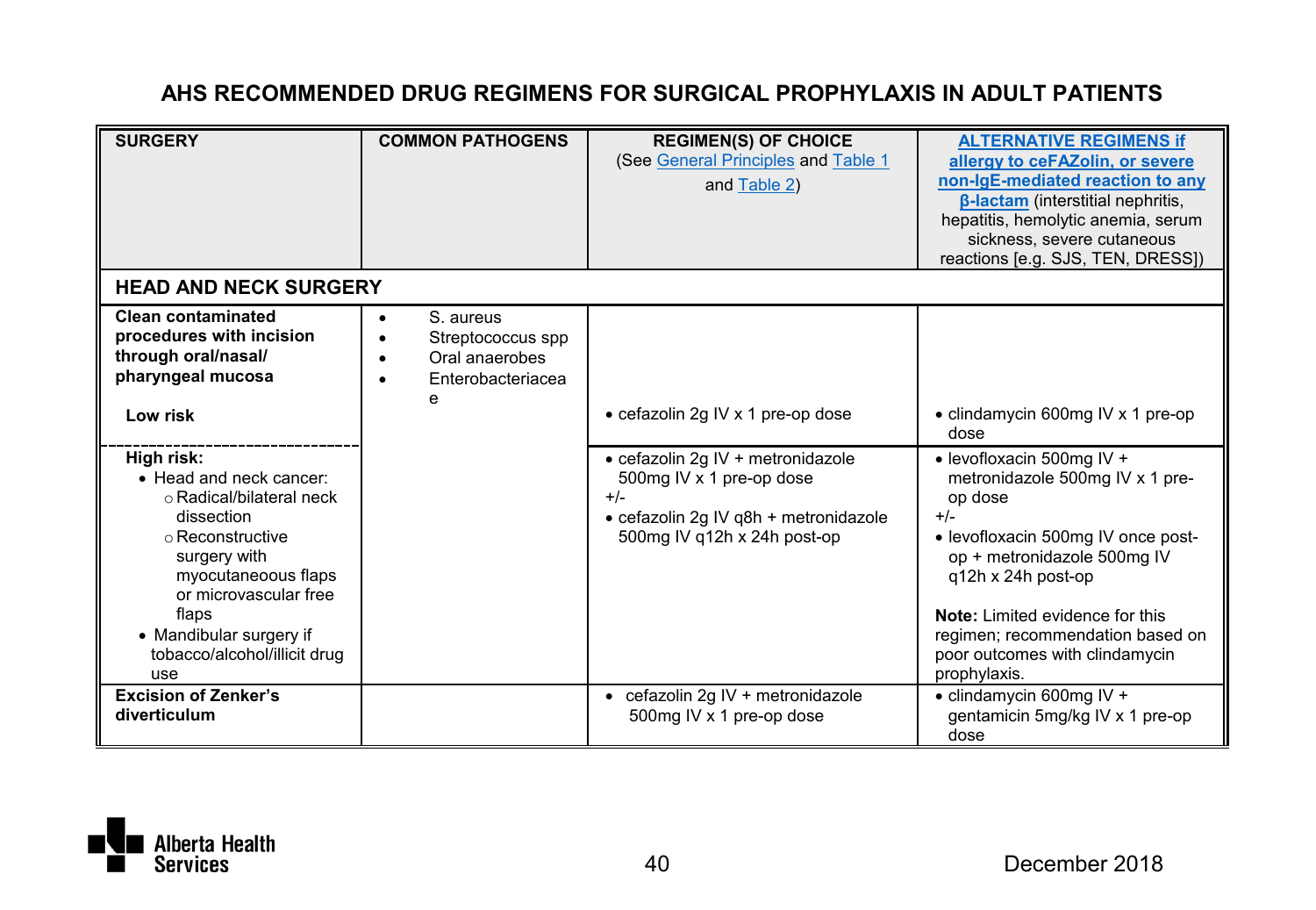## AHS RECOMMENDED DRUG REGIMENS FOR SURGICAL PROPHYLAXIS IN ADULT PATIENTS

| SURGERY | COMMON PATHOGENS | REGIMEN(S) OF CHOICE (See General Principles and Table 1 and Table 2) | ALTERNATIVE REGIMENS if allergy to ceFAZolin, or severe non-IgE-mediated reaction to any β-lactam (interstitial nephritis, hepatitis, hemolytic anemia, serum sickness, severe cutaneous reactions [e.g. SJS, TEN, DRESS]) |
|---|---|---|---|
| **HEAD AND NECK SURGERY** | | | |
| **Clean contaminated procedures with incision through oral/nasal/ pharyngeal mucosa**<br><br>**Low risk** | • S. aureus<br>• Streptococcus spp<br>• Oral anaerobes<br>• Enterobacteriaceae | • cefazolin 2g IV x 1 pre-op dose | • clindamycin 600mg IV x 1 pre-op dose |
| **High risk:**<br>• Head and neck cancer:<br>○ Radical/bilateral neck dissection<br>○ Reconstructive surgery with myocutaneous flaps or microvascular free flaps<br>• Mandibular surgery if tobacco/alcohol/illicit drug use | | • cefazolin 2g IV + metronidazole 500mg IV x 1 pre-op dose<br>+/-<br>• cefazolin 2g IV q8h + metronidazole 500mg IV q12h x 24h post-op | • levofloxacin 500mg IV + metronidazole 500mg IV x 1 pre-op dose<br>+/-<br>• levofloxacin 500mg IV once post-op + metronidazole 500mg IV q12h x 24h post-op<br><br>**Note:** Limited evidence for this regimen; recommendation based on poor outcomes with clindamycin prophylaxis. |
| **Excision of Zenker's diverticulum** | | • cefazolin 2g IV + metronidazole 500mg IV x 1 pre-op dose | • clindamycin 600mg IV + gentamicin 5mg/kg IV x 1 pre-op dose |

December 2018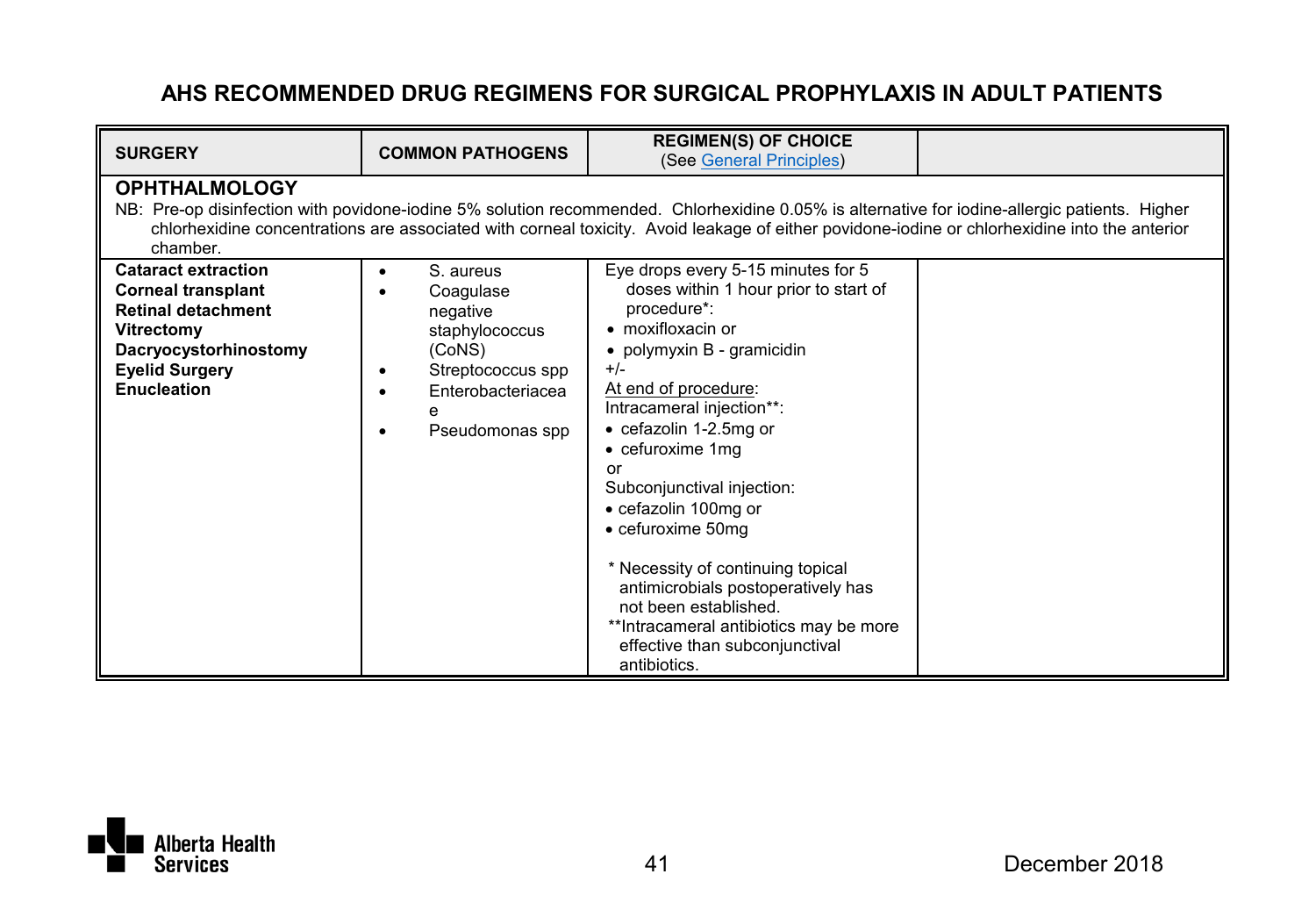# AHS RECOMMENDED DRUG REGIMENS FOR SURGICAL PROPHYLAXIS IN ADULT PATIENTS

| SURGERY | COMMON PATHOGENS | REGIMEN(S) OF CHOICE (See General Principles) | |
|---|---|---|---|
| **OPHTHALMOLOGY**<br>NB: Pre-op disinfection with povidone-iodine 5% solution recommended. Chlorhexidine 0.05% is alternative for iodine-allergic patients. Higher chlorhexidine concentrations are associated with corneal toxicity. Avoid leakage of either povidone-iodine or chlorhexidine into the anterior chamber. | | | |
| **Cataract extraction**<br>**Corneal transplant**<br>**Retinal detachment**<br>**Vitrectomy**<br>**Dacryocystorhinostomy**<br>**Eyelid Surgery**<br>**Enucleation** | • S. aureus<br>• Coagulase negative staphylococcus (CoNS)<br>• Streptococcus spp<br>• Enterobacteriaceae<br>• Pseudomonas spp | Eye drops every 5-15 minutes for 5 doses within 1 hour prior to start of procedure*:<br>• moxifloxacin or<br>• polymyxin B - gramicidin<br>+/-<br>At end of procedure:<br>Intracameral injection**:<br>• cefazolin 1-2.5mg or<br>• cefuroxime 1mg<br>or<br>Subconjunctival injection:<br>• cefazolin 100mg or<br>• cefuroxime 50mg<br><br>* Necessity of continuing topical antimicrobials postoperatively has not been established.<br>**Intracameral antibiotics may be more effective than subconjunctival antibiotics. | |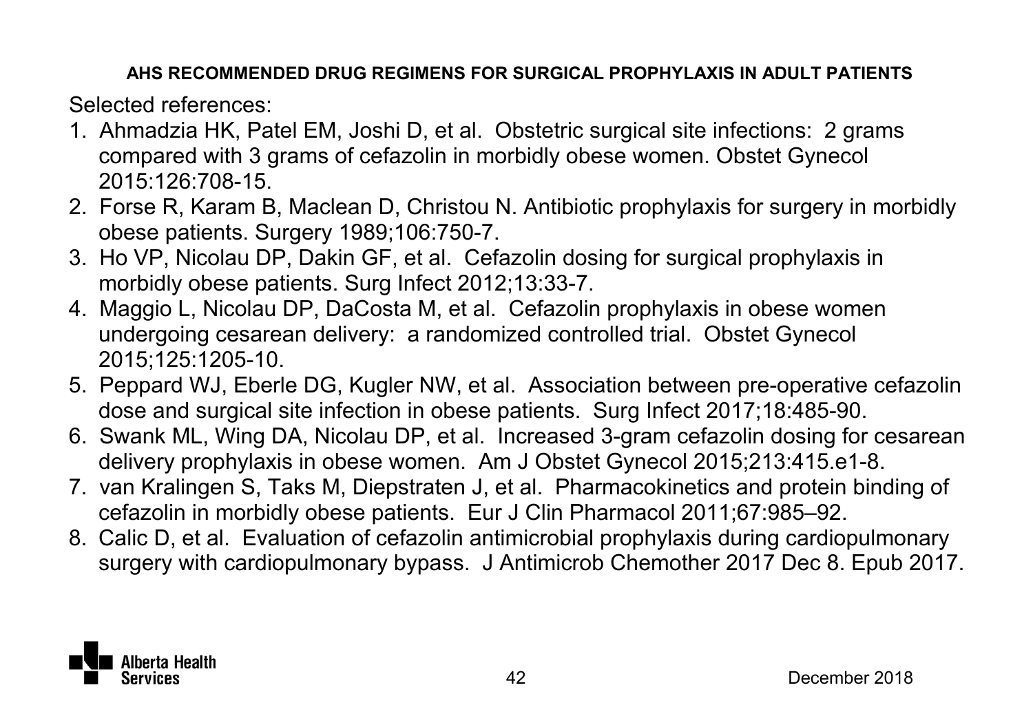Selected references:

1. Ahmadzia HK, Patel EM, Joshi D, et al. Obstetric surgical site infections: 2 grams compared with 3 grams of cefazolin in morbidly obese women. Obstet Gynecol 2015:126:708-15.
2. Forse R, Karam B, Maclean D, Christou N. Antibiotic prophylaxis for surgery in morbidly obese patients. Surgery 1989;106:750-7.
3. Ho VP, Nicolau DP, Dakin GF, et al. Cefazolin dosing for surgical prophylaxis in morbidly obese patients. Surg Infect 2012;13:33-7.
4. Maggio L, Nicolau DP, DaCosta M, et al. Cefazolin prophylaxis in obese women undergoing cesarean delivery: a randomized controlled trial. Obstet Gynecol 2015;125:1205-10.
5. Peppard WJ, Eberle DG, Kugler NW, et al. Association between pre-operative cefazolin dose and surgical site infection in obese patients. Surg Infect 2017;18:485-90.
6. Swank ML, Wing DA, Nicolau DP, et al. Increased 3-gram cefazolin dosing for cesarean delivery prophylaxis in obese women. Am J Obstet Gynecol 2015;213:415.e1-8.
7. van Kralingen S, Taks M, Diepstraten J, et al. Pharmacokinetics and protein binding of cefazolin in morbidly obese patients. Eur J Clin Pharmacol 2011;67:985–92.
8. Calic D, et al. Evaluation of cefazolin antimicrobial prophylaxis during cardiopulmonary surgery with cardiopulmonary bypass. J Antimicrob Chemother 2017 Dec 8. Epub 2017.